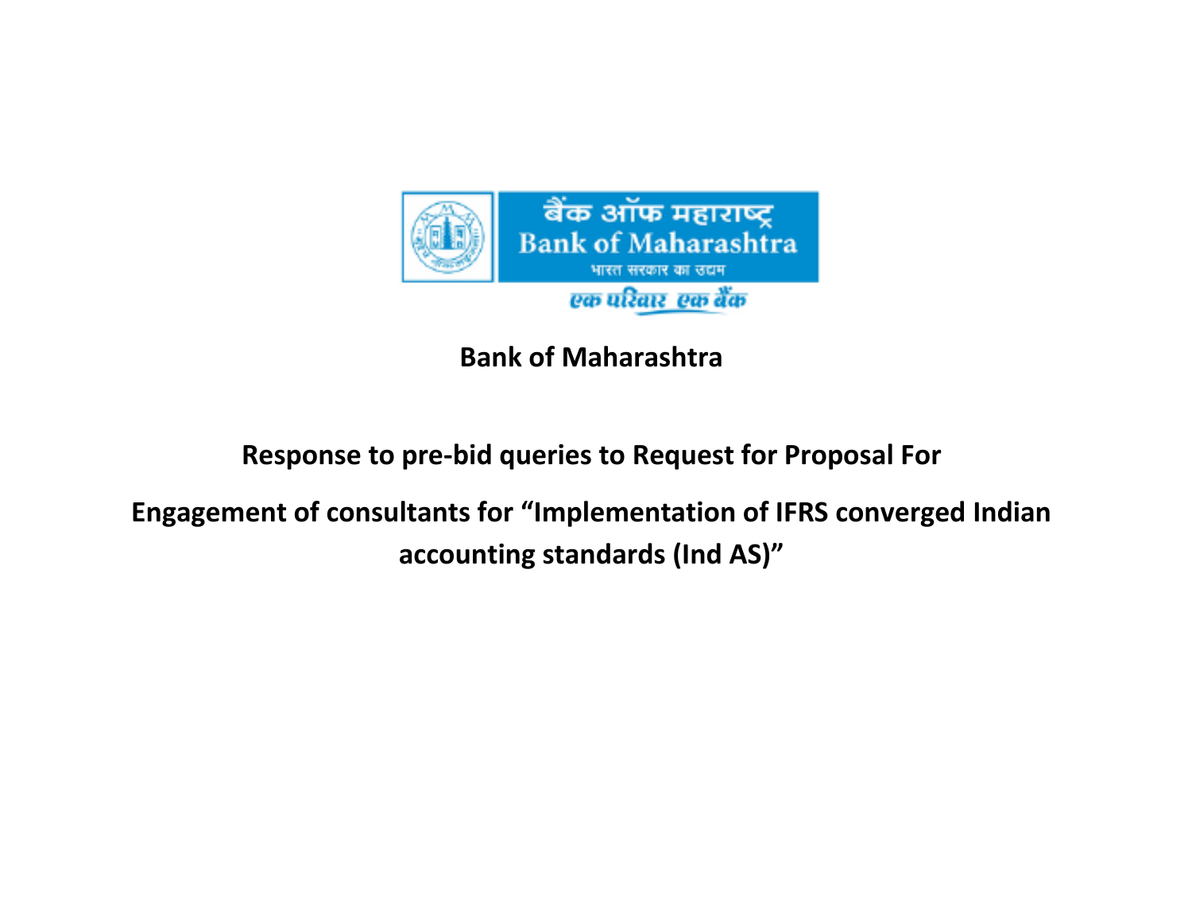बैंक ऑफ महाराष्ट्र
Bank of Maharashtra
भारत सरकार का उद्यम
एक परिवार एक बैंक

# Bank of Maharashtra

## Response to pre-bid queries to Request for Proposal For

## Engagement of consultants for "Implementation of IFRS converged Indian accounting standards (Ind AS)"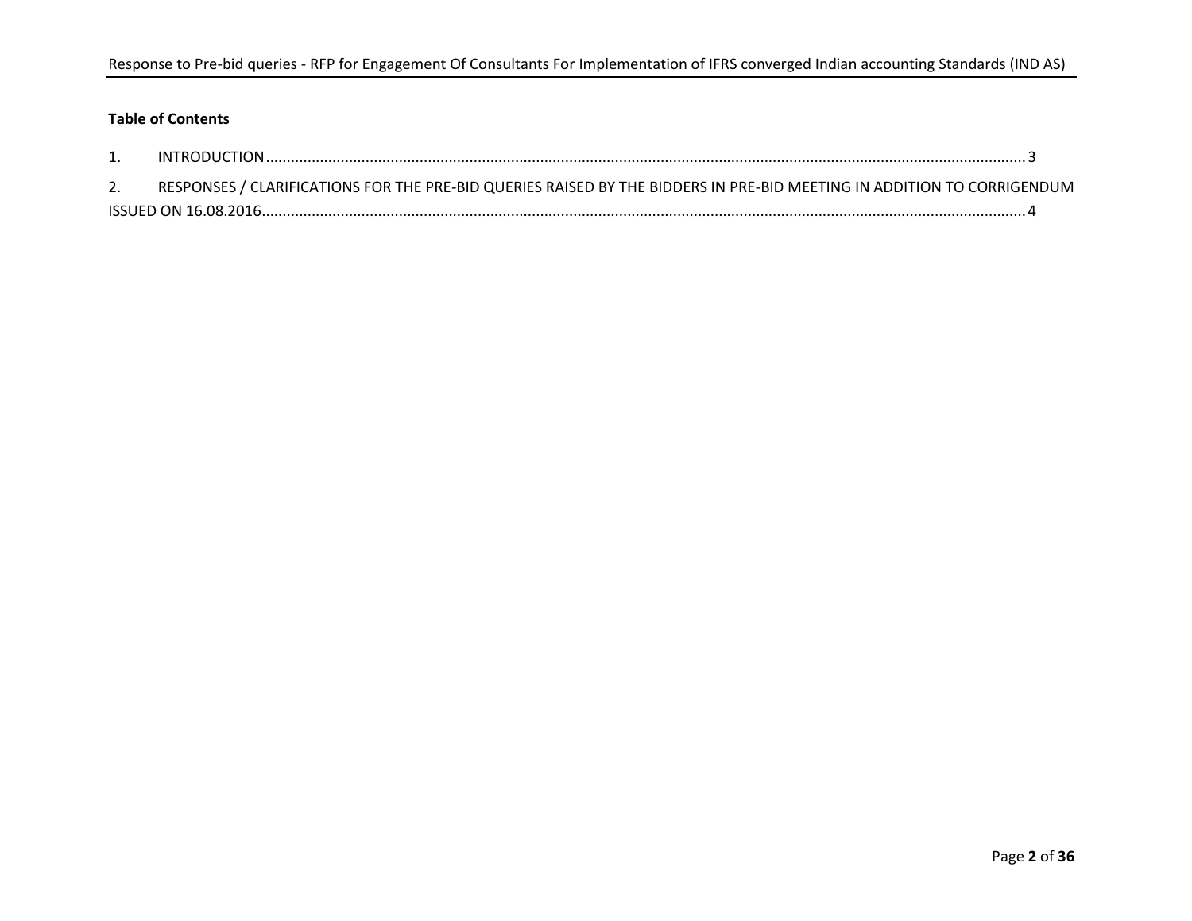**Table of Contents**

1. INTRODUCTION ............................................................ 3

2. RESPONSES / CLARIFICATIONS FOR THE PRE-BID QUERIES RAISED BY THE BIDDERS IN PRE-BID MEETING IN ADDITION TO CORRIGENDUM ISSUED ON 16.08.2016 ............................................................ 4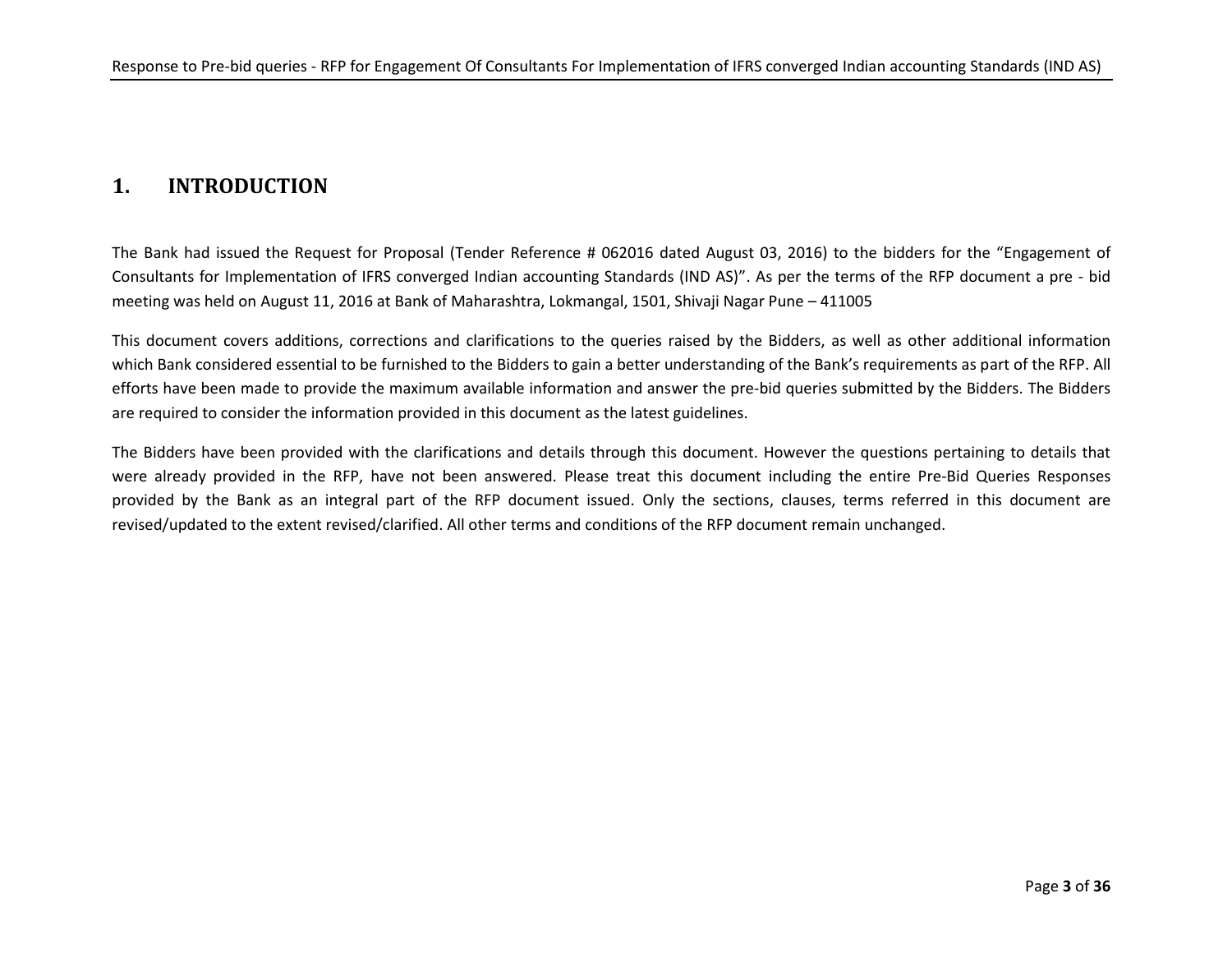# 1. INTRODUCTION

The Bank had issued the Request for Proposal (Tender Reference # 062016 dated August 03, 2016) to the bidders for the "Engagement of Consultants for Implementation of IFRS converged Indian accounting Standards (IND AS)". As per the terms of the RFP document a pre - bid meeting was held on August 11, 2016 at Bank of Maharashtra, Lokmangal, 1501, Shivaji Nagar Pune – 411005

This document covers additions, corrections and clarifications to the queries raised by the Bidders, as well as other additional information which Bank considered essential to be furnished to the Bidders to gain a better understanding of the Bank's requirements as part of the RFP. All efforts have been made to provide the maximum available information and answer the pre-bid queries submitted by the Bidders. The Bidders are required to consider the information provided in this document as the latest guidelines.

The Bidders have been provided with the clarifications and details through this document. However the questions pertaining to details that were already provided in the RFP, have not been answered. Please treat this document including the entire Pre-Bid Queries Responses provided by the Bank as an integral part of the RFP document issued. Only the sections, clauses, terms referred in this document are revised/updated to the extent revised/clarified. All other terms and conditions of the RFP document remain unchanged.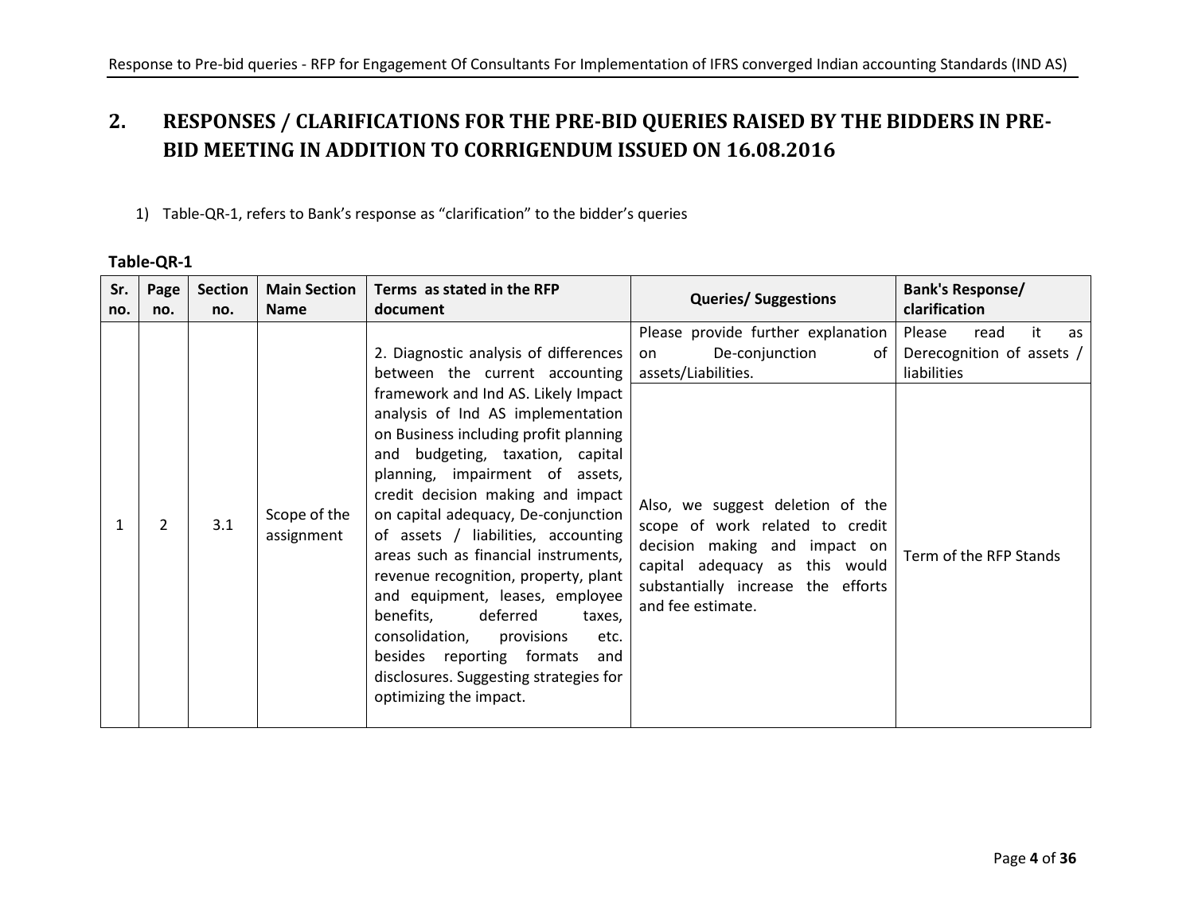## 2. RESPONSES / CLARIFICATIONS FOR THE PRE-BID QUERIES RAISED BY THE BIDDERS IN PRE-BID MEETING IN ADDITION TO CORRIGENDUM ISSUED ON 16.08.2016

1) Table-QR-1, refers to Bank's response as "clarification" to the bidder's queries

**Table-QR-1**

| Sr. no. | Page no. | Section no. | Main Section Name | Terms as stated in the RFP document | Queries/ Suggestions | Bank's Response/ clarification |
|---|---|---|---|---|---|---|
| 1 | 2 | 3.1 | Scope of the assignment | 2. Diagnostic analysis of differences between the current accounting framework and Ind AS. Likely Impact analysis of Ind AS implementation on Business including profit planning and budgeting, taxation, capital planning, impairment of assets, credit decision making and impact on capital adequacy, De-conjunction of assets / liabilities, accounting areas such as financial instruments, revenue recognition, property, plant and equipment, leases, employee benefits, deferred taxes, consolidation, provisions etc. besides reporting formats and disclosures. Suggesting strategies for optimizing the impact. | Please provide further explanation on De-conjunction of assets/Liabilities. | Please read it as Derecognition of assets / liabilities |
| | | | | | Also, we suggest deletion of the scope of work related to credit decision making and impact on capital adequacy as this would substantially increase the efforts and fee estimate. | Term of the RFP Stands |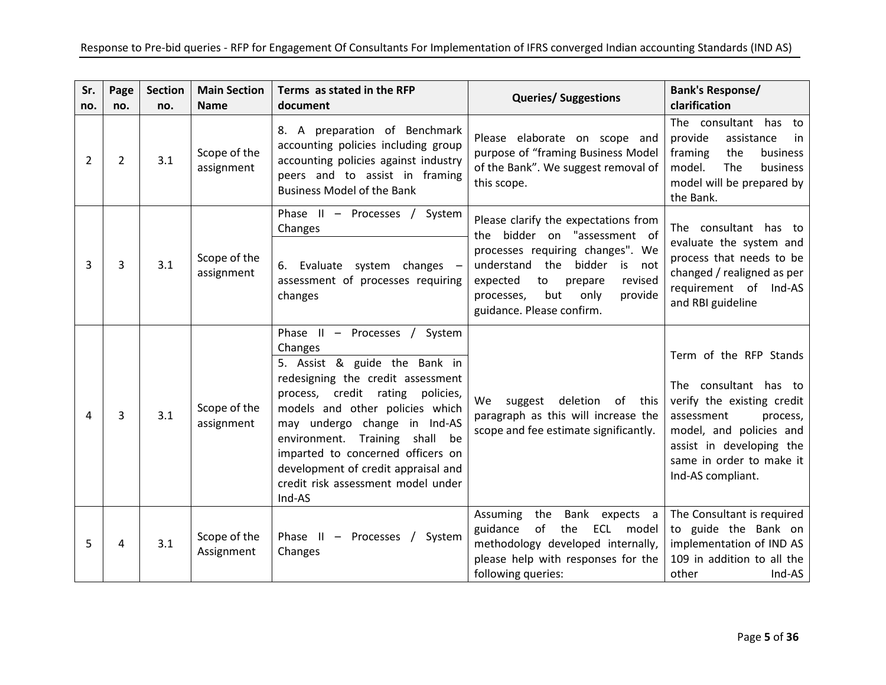| Sr. no. | Page no. | Section no. | Main Section Name | Terms as stated in the RFP document | Queries/ Suggestions | Bank's Response/ clarification |
|---|---|---|---|---|---|---|
| 2 | 2 | 3.1 | Scope of the assignment | 8. A preparation of Benchmark accounting policies including group accounting policies against industry peers and to assist in framing Business Model of the Bank | Please elaborate on scope and purpose of "framing Business Model of the Bank". We suggest removal of this scope. | The consultant has to provide assistance in framing the business model. The business model will be prepared by the Bank. |
| 3 | 3 | 3.1 | Scope of the assignment | Phase II – Processes / System Changes<br><br>6. Evaluate system changes – assessment of processes requiring changes | Please clarify the expectations from the bidder on "assessment of processes requiring changes". We understand the bidder is not expected to prepare revised processes, but only provide guidance. Please confirm. | The consultant has to evaluate the system and process that needs to be changed / realigned as per requirement of Ind-AS and RBI guideline |
| 4 | 3 | 3.1 | Scope of the assignment | Phase II – Processes / System Changes<br><br>5. Assist & guide the Bank in redesigning the credit assessment process, credit rating policies, models and other policies which may undergo change in Ind-AS environment. Training shall be imparted to concerned officers on development of credit appraisal and credit risk assessment model under Ind-AS | We suggest deletion of this paragraph as this will increase the scope and fee estimate significantly. | Term of the RFP Stands<br><br>The consultant has to verify the existing credit assessment process, model, and policies and assist in developing the same in order to make it Ind-AS compliant. |
| 5 | 4 | 3.1 | Scope of the Assignment | Phase II – Processes / System Changes | Assuming the Bank expects a guidance of the ECL model methodology developed internally, please help with responses for the following queries: | The Consultant is required to guide the Bank on implementation of IND AS 109 in addition to all the other Ind-AS |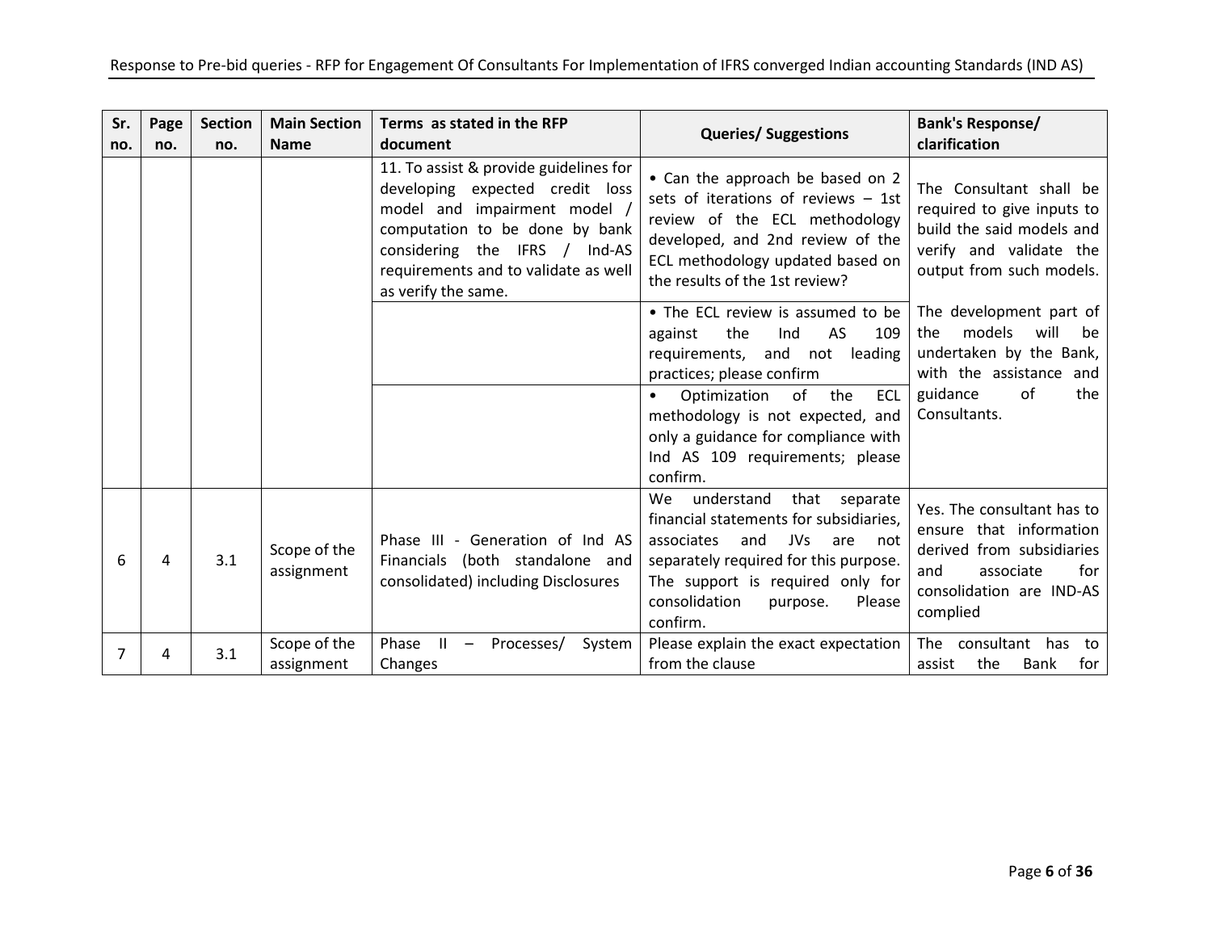| Sr. no. | Page no. | Section no. | Main Section Name | Terms as stated in the RFP document | Queries/ Suggestions | Bank's Response/ clarification |
|---|---|---|---|---|---|---|
| | | | | 11. To assist & provide guidelines for developing expected credit loss model and impairment model / computation to be done by bank considering the IFRS / Ind-AS requirements and to validate as well as verify the same. | • Can the approach be based on 2 sets of iterations of reviews – 1st review of the ECL methodology developed, and 2nd review of the ECL methodology updated based on the results of the 1st review? | The Consultant shall be required to give inputs to build the said models and verify and validate the output from such models. |
| | | | | | • The ECL review is assumed to be against the Ind AS 109 requirements, and not leading practices; please confirm | The development part of the models will be undertaken by the Bank, with the assistance and guidance of the Consultants. |
| | | | | | • Optimization of the ECL methodology is not expected, and only a guidance for compliance with Ind AS 109 requirements; please confirm. | |
| 6 | 4 | 3.1 | Scope of the assignment | Phase III - Generation of Ind AS Financials (both standalone and consolidated) including Disclosures | We understand that separate financial statements for subsidiaries, associates and JVs are not separately required for this purpose. The support is required only for consolidation purpose. Please confirm. | Yes. The consultant has to ensure that information derived from subsidiaries and associate for consolidation are IND-AS complied |
| 7 | 4 | 3.1 | Scope of the assignment | Phase II – Processes/ System Changes | Please explain the exact expectation from the clause | The consultant has to assist the Bank for |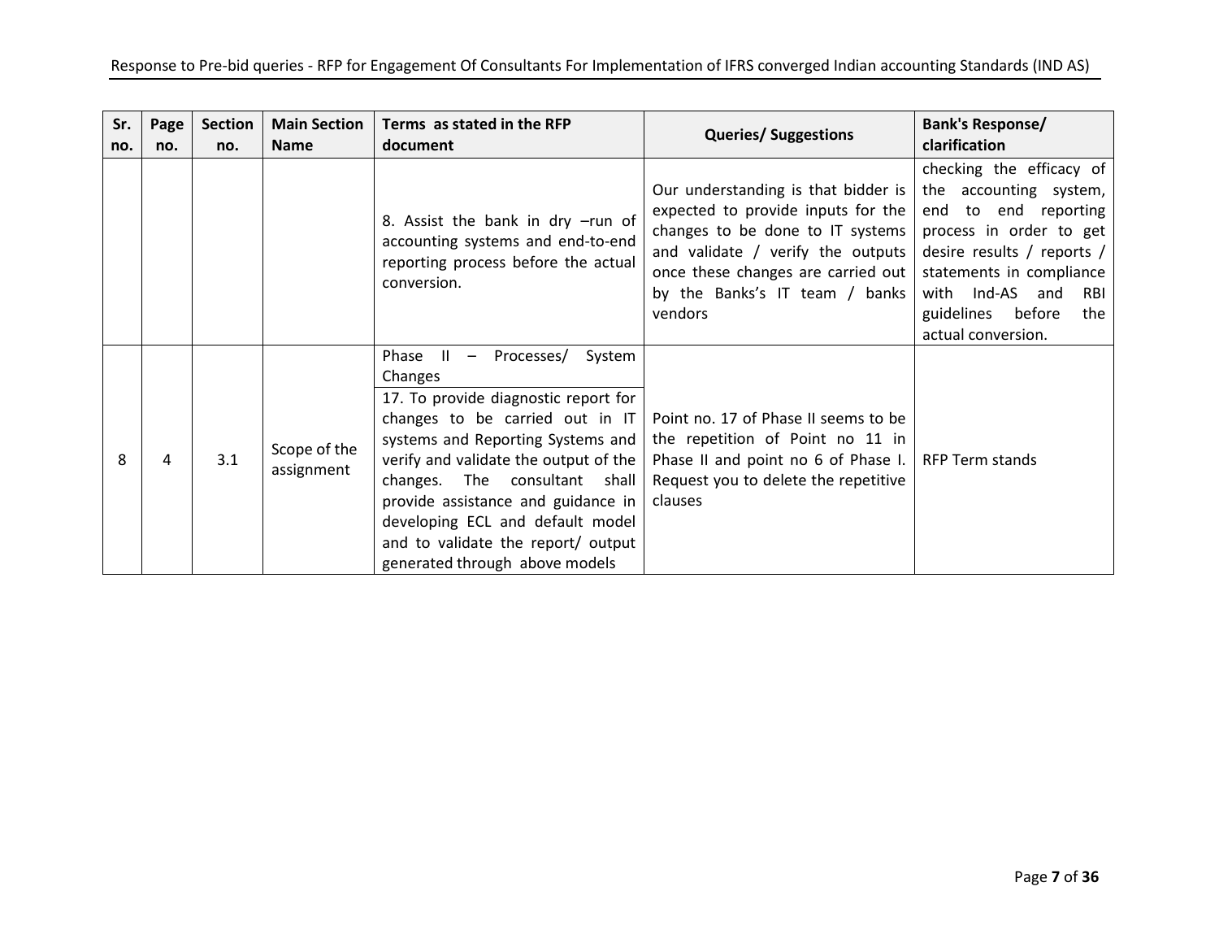| Sr. no. | Page no. | Section no. | Main Section Name | Terms as stated in the RFP document | Queries/ Suggestions | Bank's Response/ clarification |
|---|---|---|---|---|---|---|
| | | | | 8. Assist the bank in dry –run of accounting systems and end-to-end reporting process before the actual conversion. | Our understanding is that bidder is expected to provide inputs for the changes to be done to IT systems and validate / verify the outputs once these changes are carried out by the Banks's IT team / banks vendors | checking the efficacy of the accounting system, end to end reporting process in order to get desire results / reports / statements in compliance with Ind-AS and RBI guidelines before the actual conversion. |
| 8 | 4 | 3.1 | Scope of the assignment | Phase II – Processes/ System Changes<br>17. To provide diagnostic report for changes to be carried out in IT systems and Reporting Systems and verify and validate the output of the changes. The consultant shall provide assistance and guidance in developing ECL and default model and to validate the report/ output generated through above models | Point no. 17 of Phase II seems to be the repetition of Point no 11 in Phase II and point no 6 of Phase I. Request you to delete the repetitive clauses | RFP Term stands |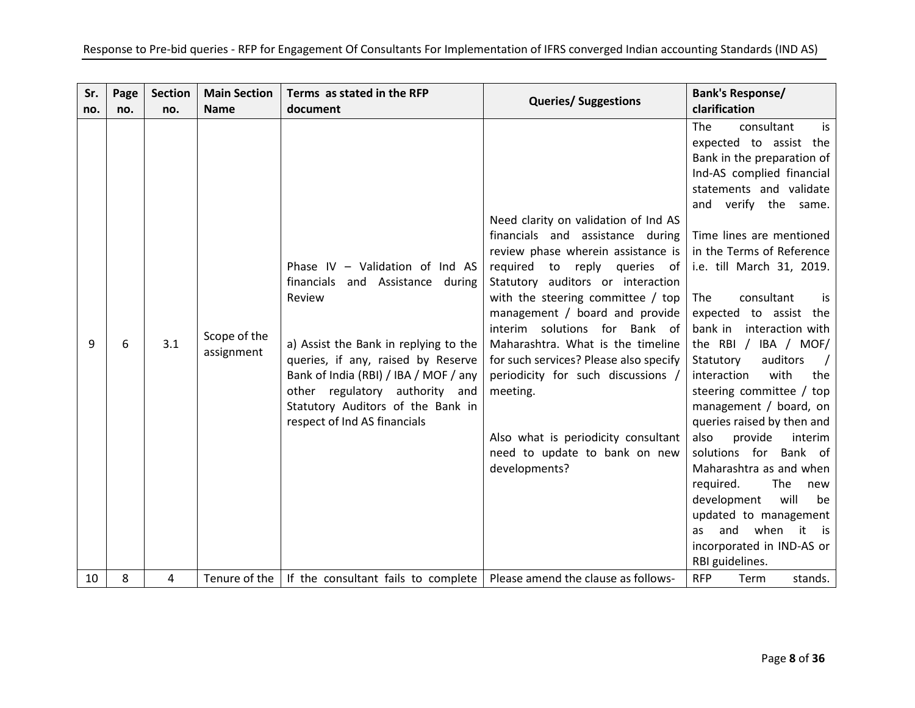| Sr. no. | Page no. | Section no. | Main Section Name | Terms as stated in the RFP document | Queries/ Suggestions | Bank's Response/ clarification |
|---|---|---|---|---|---|---|
| 9 | 6 | 3.1 | Scope of the assignment | Phase IV – Validation of Ind AS financials and Assistance during Review<br><br>a) Assist the Bank in replying to the queries, if any, raised by Reserve Bank of India (RBI) / IBA / MOF / any other regulatory authority and Statutory Auditors of the Bank in respect of Ind AS financials | Need clarity on validation of Ind AS financials and assistance during review phase wherein assistance is required to reply queries of Statutory auditors or interaction with the steering committee / top management / board and provide interim solutions for Bank of Maharashtra. What is the timeline for such services? Please also specify periodicity for such discussions / meeting.<br><br>Also what is periodicity consultant need to update to bank on new developments? | The consultant is expected to assist the Bank in the preparation of Ind-AS complied financial statements and validate and verify the same.<br><br>Time lines are mentioned in the Terms of Reference i.e. till March 31, 2019.<br><br>The consultant is expected to assist the bank in interaction with the RBI / IBA / MOF/ Statutory auditors / interaction with the steering committee / top management / board, on queries raised by then and also provide interim solutions for Bank of Maharashtra as and when required. The new development will be updated to management as and when it is incorporated in IND-AS or RBI guidelines. |
| 10 | 8 | 4 | Tenure of the | If the consultant fails to complete | Please amend the clause as follows- | RFP Term stands. |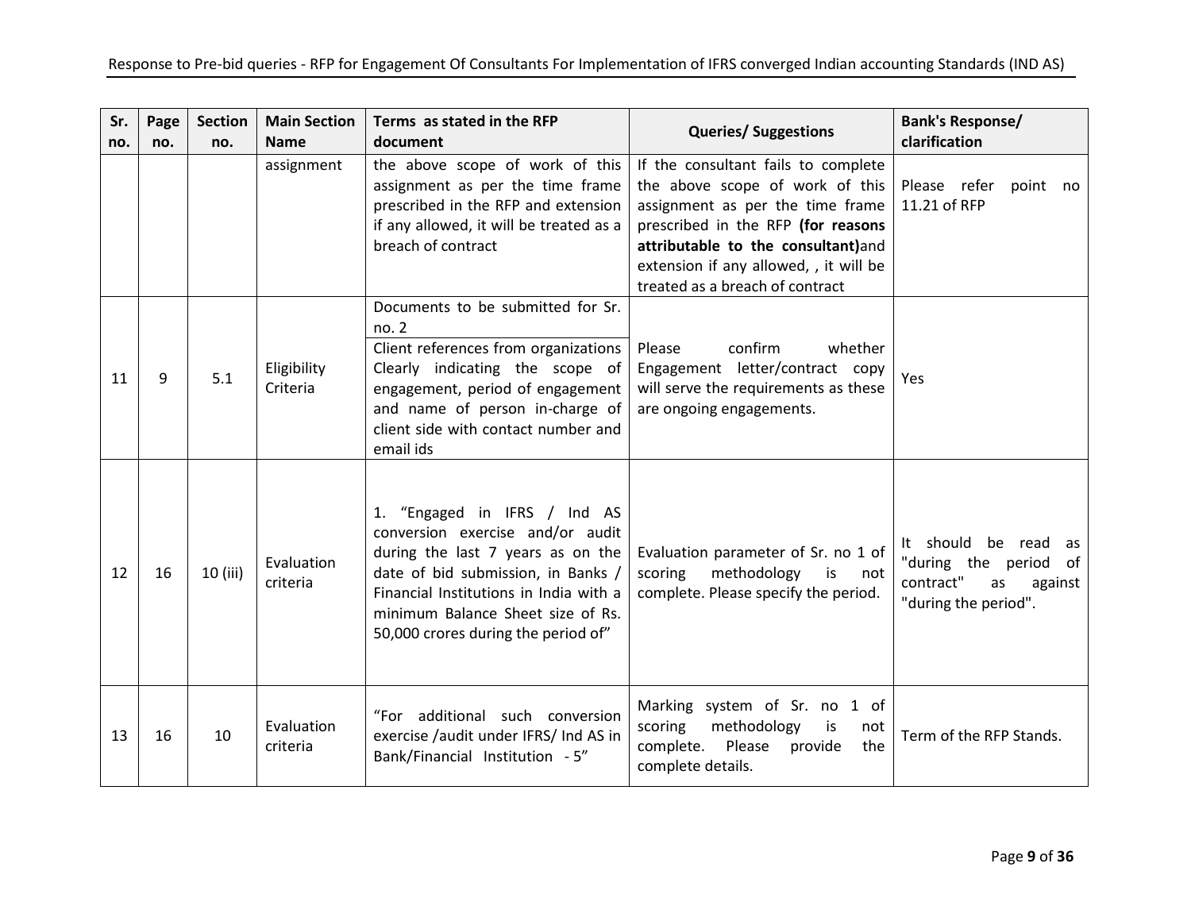| Sr. no. | Page no. | Section no. | Main Section Name | Terms as stated in the RFP document | Queries/ Suggestions | Bank's Response/ clarification |
|---|---|---|---|---|---|---|
| | | | assignment | the above scope of work of this assignment as per the time frame prescribed in the RFP and extension if any allowed, it will be treated as a breach of contract | If the consultant fails to complete the above scope of work of this assignment as per the time frame prescribed in the RFP **(for reasons attributable to the consultant)** and extension if any allowed, , it will be treated as a breach of contract | Please refer point no 11.21 of RFP |
| 11 | 9 | 5.1 | Eligibility Criteria | Documents to be submitted for Sr. no. 2<br>Client references from organizations Clearly indicating the scope of engagement, period of engagement and name of person in-charge of client side with contact number and email ids | Please confirm whether Engagement letter/contract copy will serve the requirements as these are ongoing engagements. | Yes |
| 12 | 16 | 10 (iii) | Evaluation criteria | 1. "Engaged in IFRS / Ind AS conversion exercise and/or audit during the last 7 years as on the date of bid submission, in Banks / Financial Institutions in India with a minimum Balance Sheet size of Rs. 50,000 crores during the period of" | Evaluation parameter of Sr. no 1 of scoring methodology is not complete. Please specify the period. | It should be read as "during the period of contract" as against "during the period". |
| 13 | 16 | 10 | Evaluation criteria | "For additional such conversion exercise /audit under IFRS/ Ind AS in Bank/Financial Institution - 5" | Marking system of Sr. no 1 of scoring methodology is not complete. Please provide the complete details. | Term of the RFP Stands. |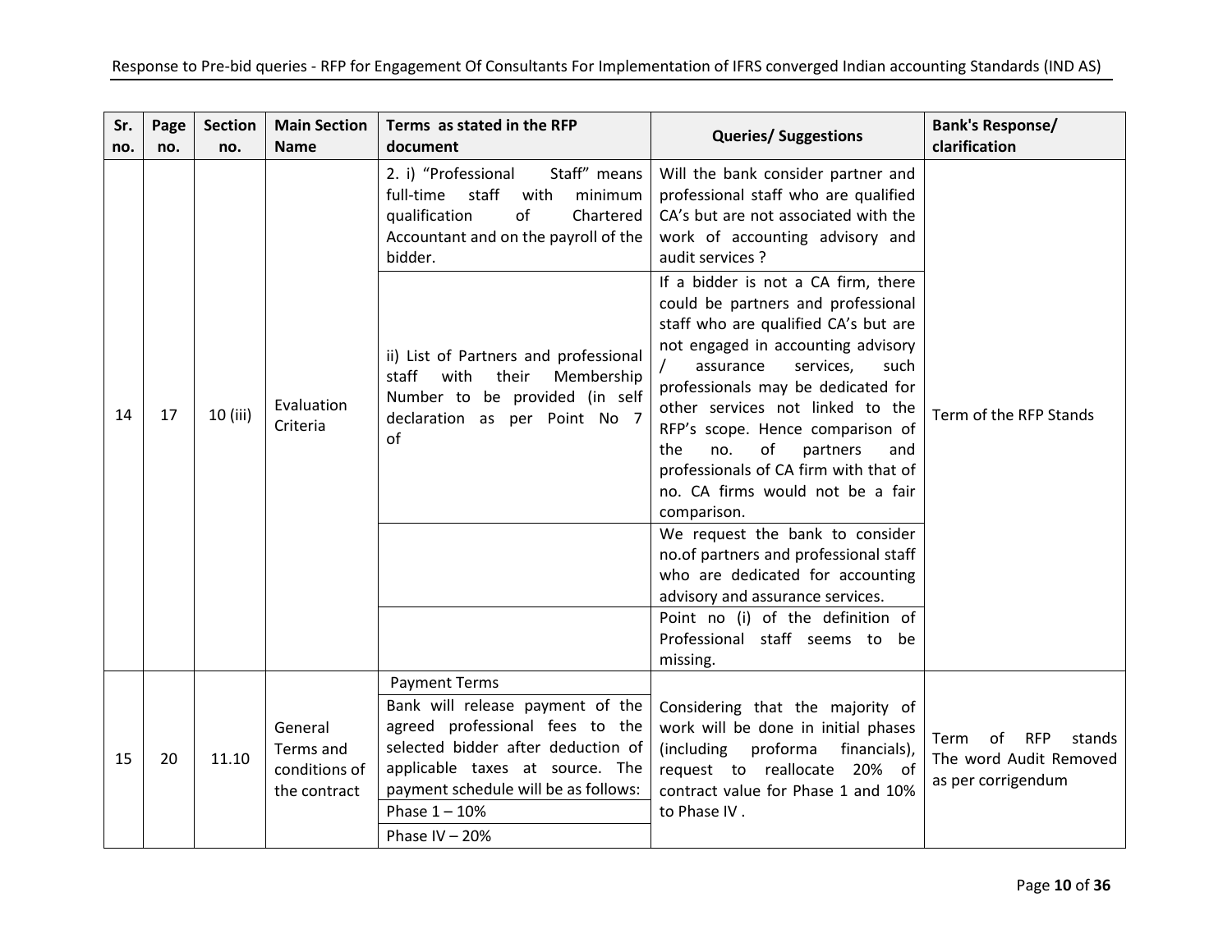| Sr. no. | Page no. | Section no. | Main Section Name | Terms as stated in the RFP document | Queries/ Suggestions | Bank's Response/ clarification |
|---|---|---|---|---|---|---|
| 14 | 17 | 10 (iii) | Evaluation Criteria | 2. i) "Professional Staff" means full-time staff with minimum qualification of Chartered Accountant and on the payroll of the bidder. | Will the bank consider partner and professional staff who are qualified CA's but are not associated with the work of accounting advisory and audit services ? | Term of the RFP Stands |
| | | | | ii) List of Partners and professional staff with their Membership Number to be provided (in self declaration as per Point No 7 of | If a bidder is not a CA firm, there could be partners and professional staff who are qualified CA's but are not engaged in accounting advisory / assurance services, such professionals may be dedicated for other services not linked to the RFP's scope. Hence comparison of the no. of partners and professionals of CA firm with that of no. CA firms would not be a fair comparison. | |
| | | | | | We request the bank to consider no.of partners and professional staff who are dedicated for accounting advisory and assurance services. | |
| | | | | | Point no (i) of the definition of Professional staff seems to be missing. | |
| 15 | 20 | 11.10 | General Terms and conditions of the contract | Payment Terms<br>Bank will release payment of the agreed professional fees to the selected bidder after deduction of applicable taxes at source. The payment schedule will be as follows:<br>Phase 1 – 10%<br>Phase IV – 20% | Considering that the majority of work will be done in initial phases (including proforma financials), request to reallocate 20% of contract value for Phase 1 and 10% to Phase IV . | Term of RFP stands The word Audit Removed as per corrigendum |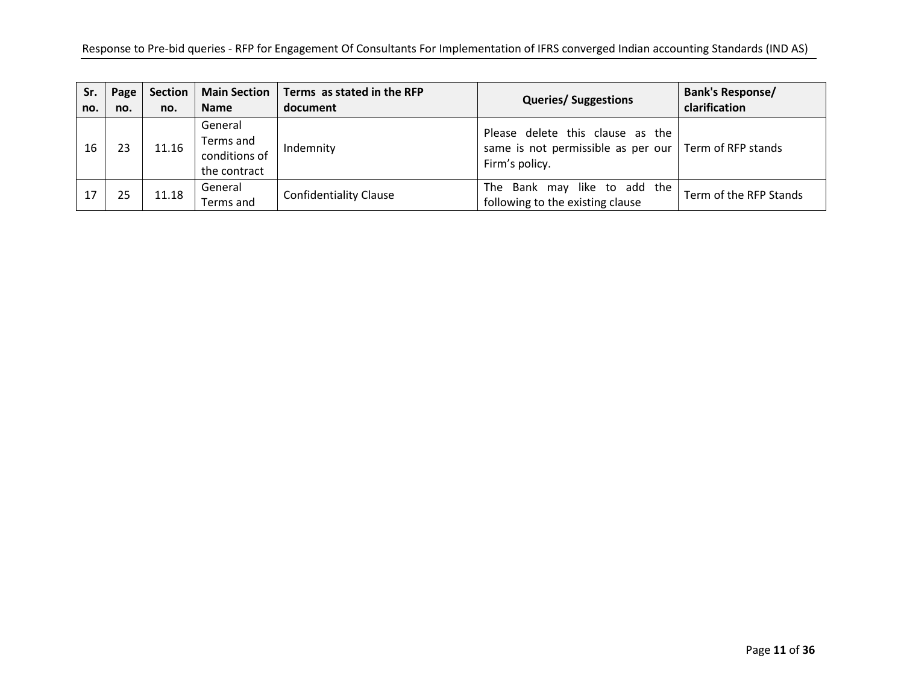| Sr. no. | Page no. | Section no. | Main Section Name | Terms as stated in the RFP document | Queries/ Suggestions | Bank's Response/ clarification |
|---|---|---|---|---|---|---|
| 16 | 23 | 11.16 | General Terms and conditions of the contract | Indemnity | Please delete this clause as the same is not permissible as per our Firm's policy. | Term of RFP stands |
| 17 | 25 | 11.18 | General Terms and | Confidentiality Clause | The Bank may like to add the following to the existing clause | Term of the RFP Stands |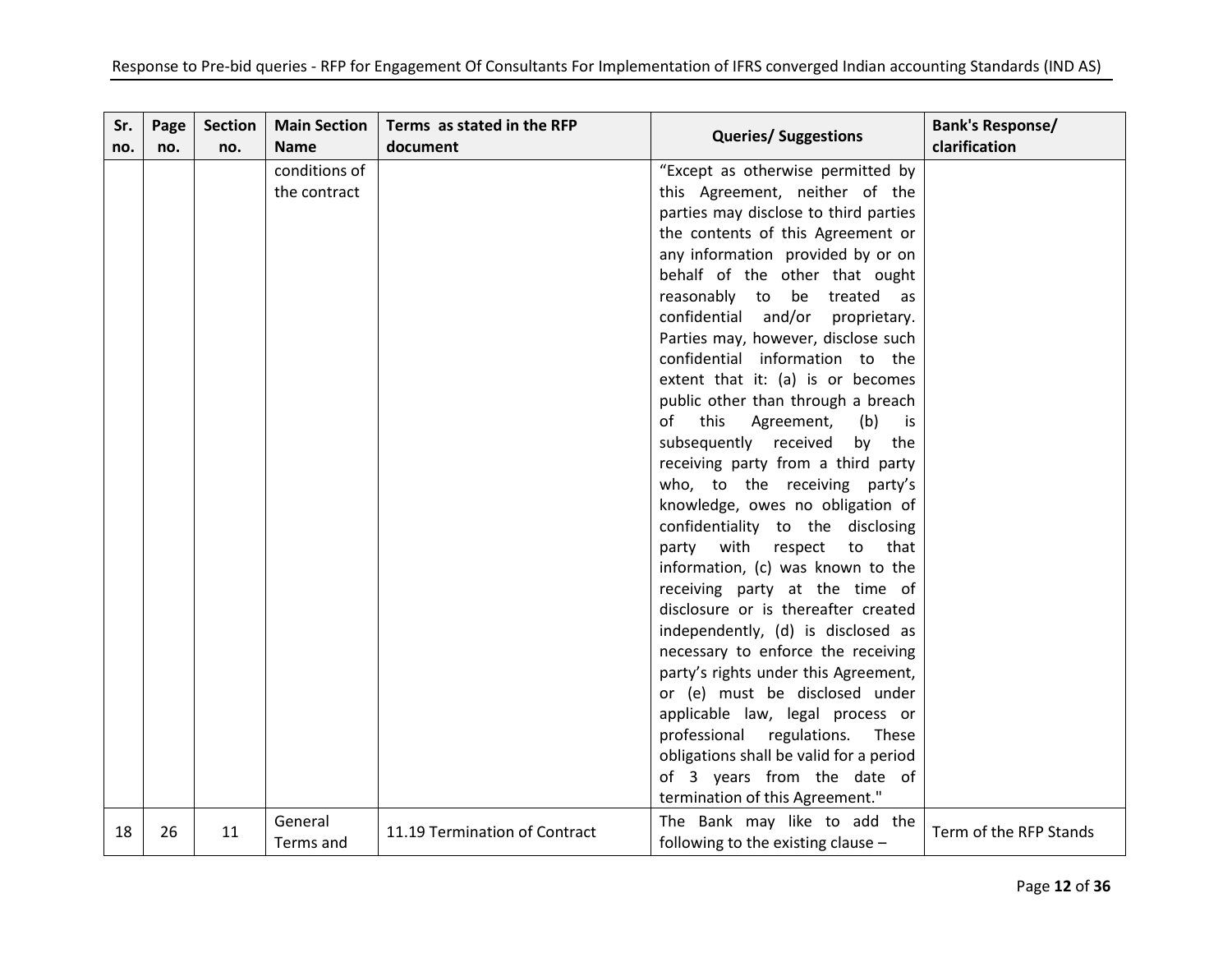| Sr. no. | Page no. | Section no. | Main Section Name | Terms as stated in the RFP document | Queries/ Suggestions | Bank's Response/ clarification |
|---|---|---|---|---|---|---|
| | | | conditions of the contract | | "Except as otherwise permitted by this Agreement, neither of the parties may disclose to third parties the contents of this Agreement or any information provided by or on behalf of the other that ought reasonably to be treated as confidential and/or proprietary. Parties may, however, disclose such confidential information to the extent that it: (a) is or becomes public other than through a breach of this Agreement, (b) is subsequently received by the receiving party from a third party who, to the receiving party's knowledge, owes no obligation of confidentiality to the disclosing party with respect to that information, (c) was known to the receiving party at the time of disclosure or is thereafter created independently, (d) is disclosed as necessary to enforce the receiving party's rights under this Agreement, or (e) must be disclosed under applicable law, legal process or professional regulations. These obligations shall be valid for a period of 3 years from the date of termination of this Agreement." | |
| 18 | 26 | 11 | General Terms and | 11.19 Termination of Contract | The Bank may like to add the following to the existing clause – | Term of the RFP Stands |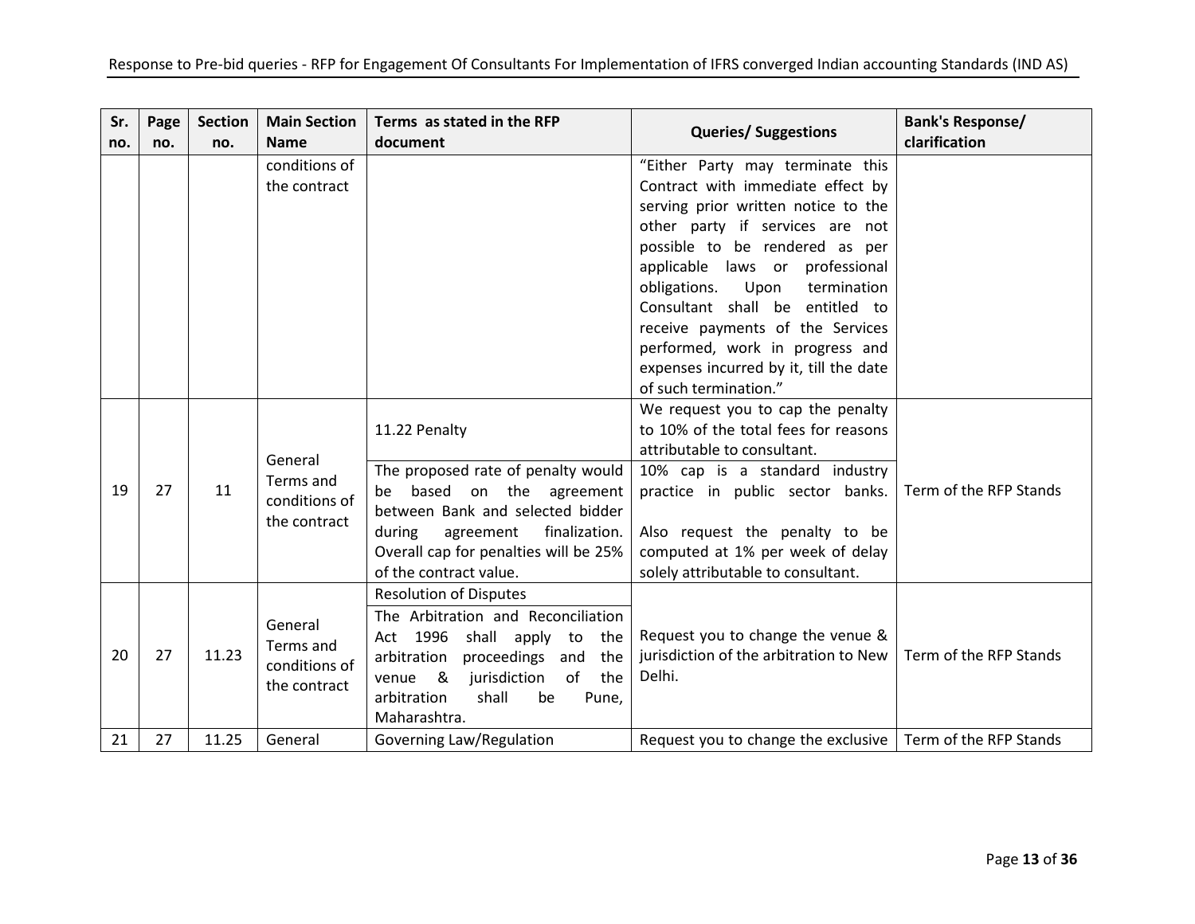| Sr. no. | Page no. | Section no. | Main Section Name | Terms as stated in the RFP document | Queries/ Suggestions | Bank's Response/ clarification |
|---|---|---|---|---|---|---|
| | | | conditions of the contract | | "Either Party may terminate this Contract with immediate effect by serving prior written notice to the other party if services are not possible to be rendered as per applicable laws or professional obligations. Upon termination Consultant shall be entitled to receive payments of the Services performed, work in progress and expenses incurred by it, till the date of such termination." | |
| 19 | 27 | 11 | General Terms and conditions of the contract | 11.22 Penalty<br><br>The proposed rate of penalty would be based on the agreement between Bank and selected bidder during agreement finalization. Overall cap for penalties will be 25% of the contract value. | We request you to cap the penalty to 10% of the total fees for reasons attributable to consultant.<br><br>10% cap is a standard industry practice in public sector banks.<br><br>Also request the penalty to be computed at 1% per week of delay solely attributable to consultant. | Term of the RFP Stands |
| 20 | 27 | 11.23 | General Terms and conditions of the contract | Resolution of Disputes<br><br>The Arbitration and Reconciliation Act 1996 shall apply to the arbitration proceedings and the venue & jurisdiction of the arbitration shall be Pune, Maharashtra. | Request you to change the venue & jurisdiction of the arbitration to New Delhi. | Term of the RFP Stands |
| 21 | 27 | 11.25 | General | Governing Law/Regulation | Request you to change the exclusive | Term of the RFP Stands |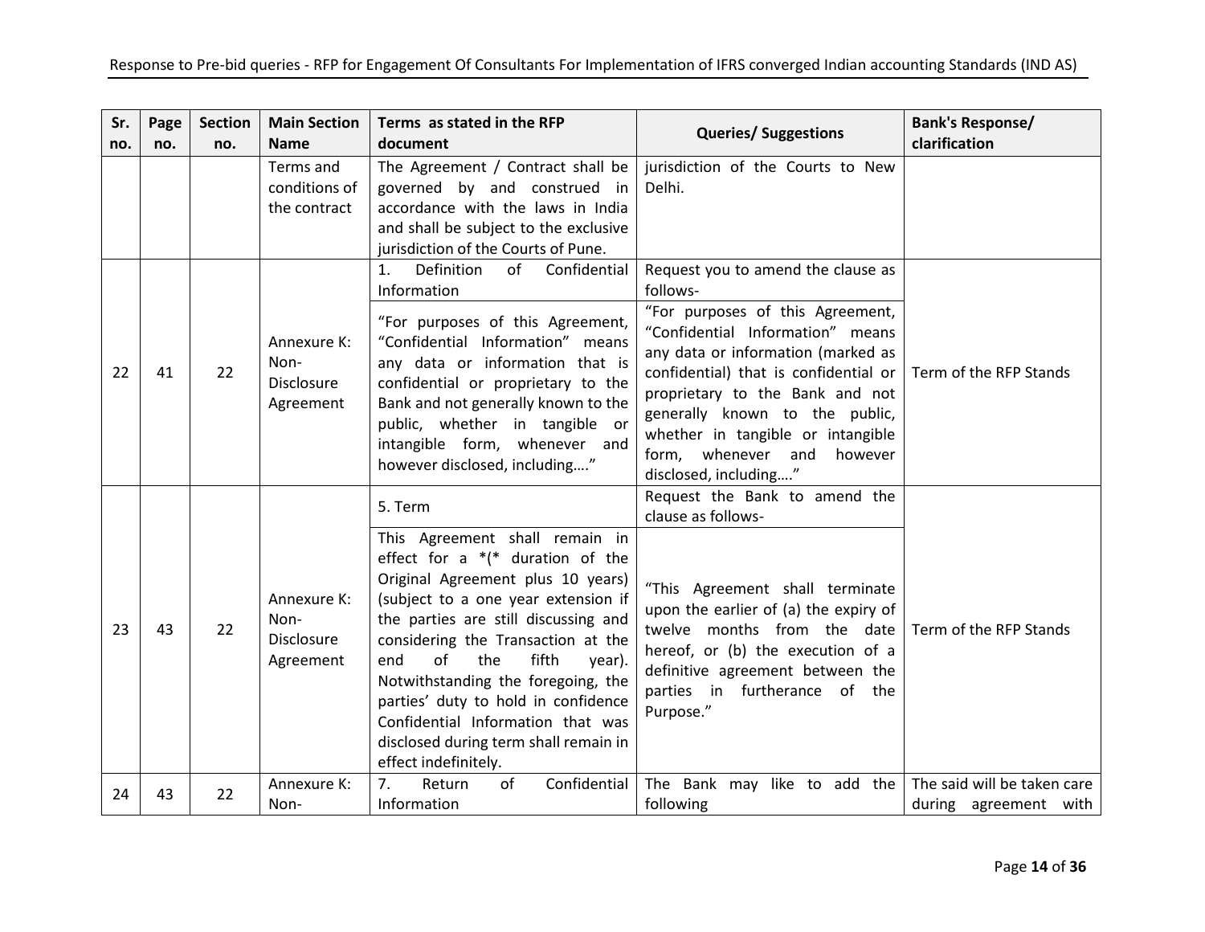| Sr. no. | Page no. | Section no. | Main Section Name | Terms as stated in the RFP document | Queries/ Suggestions | Bank's Response/ clarification |
|---|---|---|---|---|---|---|
| | | | Terms and conditions of the contract | The Agreement / Contract shall be governed by and construed in accordance with the laws in India and shall be subject to the exclusive jurisdiction of the Courts of Pune. | jurisdiction of the Courts to New Delhi. | |
| 22 | 41 | 22 | Annexure K: Non-Disclosure Agreement | 1. Definition of Confidential Information<br><br>"For purposes of this Agreement, "Confidential Information" means any data or information that is confidential or proprietary to the Bank and not generally known to the public, whether in tangible or intangible form, whenever and however disclosed, including…." | Request you to amend the clause as follows-<br><br>"For purposes of this Agreement, "Confidential Information" means any data or information (marked as confidential) that is confidential or proprietary to the Bank and not generally known to the public, whether in tangible or intangible form, whenever and however disclosed, including…." | Term of the RFP Stands |
| 23 | 43 | 22 | Annexure K: Non-Disclosure Agreement | 5. Term<br><br>This Agreement shall remain in effect for a *(* duration of the Original Agreement plus 10 years) (subject to a one year extension if the parties are still discussing and considering the Transaction at the end of the fifth year). Notwithstanding the foregoing, the parties' duty to hold in confidence Confidential Information that was disclosed during term shall remain in effect indefinitely. | Request the Bank to amend the clause as follows-<br><br>"This Agreement shall terminate upon the earlier of (a) the expiry of twelve months from the date hereof, or (b) the execution of a definitive agreement between the parties in furtherance of the Purpose." | Term of the RFP Stands |
| 24 | 43 | 22 | Annexure K: Non- | 7. Return of Confidential Information | The Bank may like to add the following | The said will be taken care during agreement with |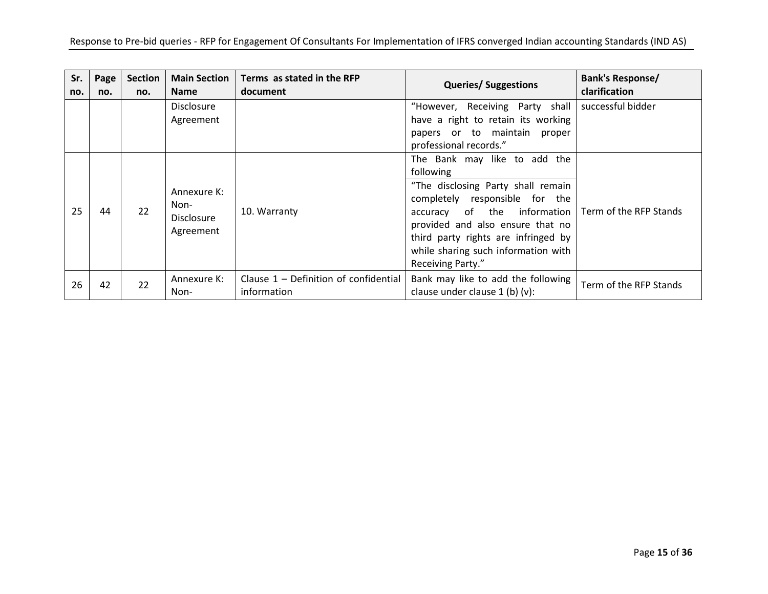| Sr. no. | Page no. | Section no. | Main Section Name | Terms as stated in the RFP document | Queries/ Suggestions | Bank's Response/ clarification |
|---|---|---|---|---|---|---|
| | | | Disclosure Agreement | | "However, Receiving Party shall have a right to retain its working papers or to maintain proper professional records." | successful bidder |
| 25 | 44 | 22 | Annexure K: Non-Disclosure Agreement | 10. Warranty | The Bank may like to add the following<br>"The disclosing Party shall remain completely responsible for the accuracy of the information provided and also ensure that no third party rights are infringed by while sharing such information with Receiving Party." | Term of the RFP Stands |
| 26 | 42 | 22 | Annexure K: Non- | Clause 1 – Definition of confidential information | Bank may like to add the following clause under clause 1 (b) (v): | Term of the RFP Stands |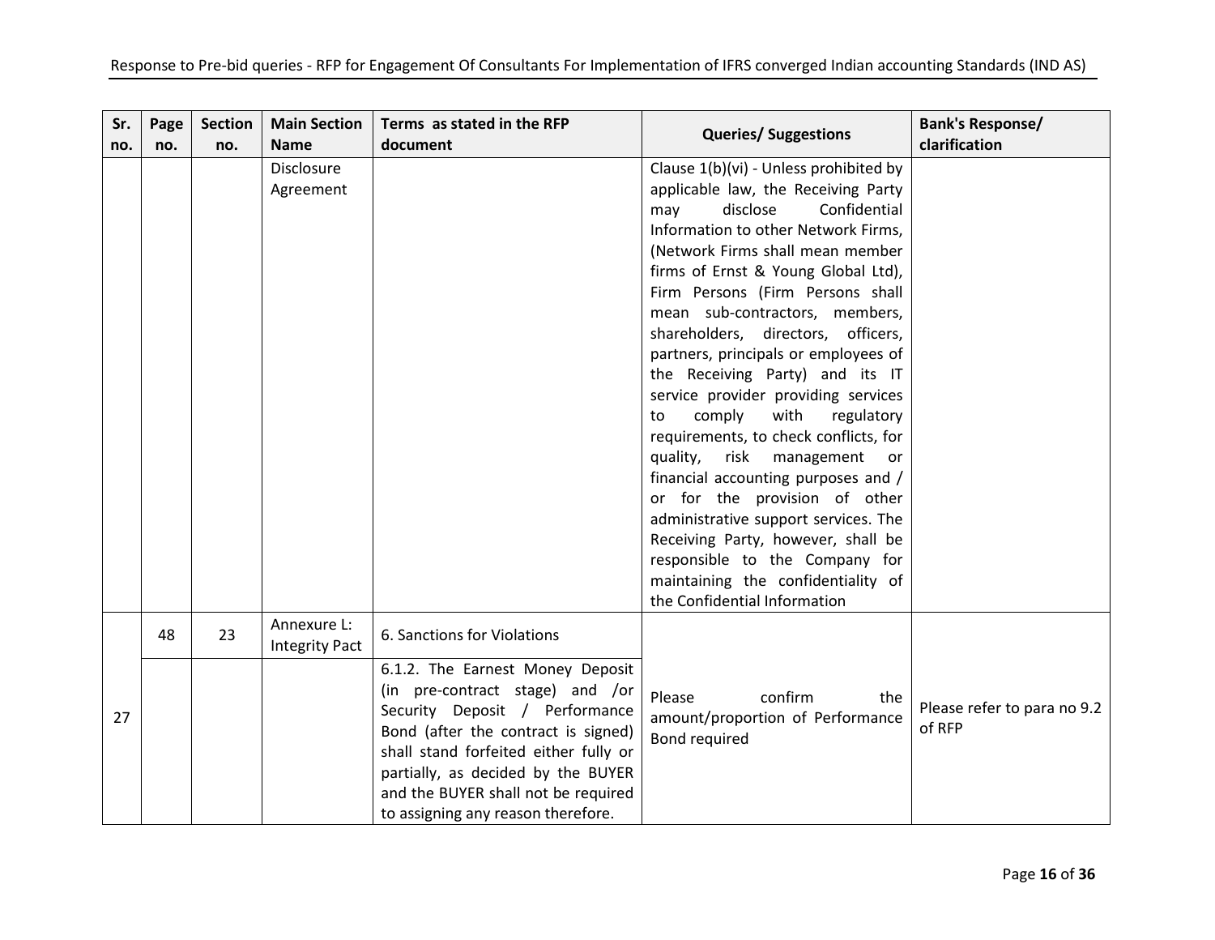| Sr. no. | Page no. | Section no. | Main Section Name | Terms as stated in the RFP document | Queries/ Suggestions | Bank's Response/ clarification |
|---|---|---|---|---|---|---|
| | | | Disclosure Agreement | | Clause 1(b)(vi) - Unless prohibited by applicable law, the Receiving Party may disclose Confidential Information to other Network Firms, (Network Firms shall mean member firms of Ernst & Young Global Ltd), Firm Persons (Firm Persons shall mean sub-contractors, members, shareholders, directors, officers, partners, principals or employees of the Receiving Party) and its IT service provider providing services to comply with regulatory requirements, to check conflicts, for quality, risk management or financial accounting purposes and / or for the provision of other administrative support services. The Receiving Party, however, shall be responsible to the Company for maintaining the confidentiality of the Confidential Information | |
| 27 | 48 | 23 | Annexure L: Integrity Pact | 6. Sanctions for Violations<br><br>6.1.2. The Earnest Money Deposit (in pre-contract stage) and /or Security Deposit / Performance Bond (after the contract is signed) shall stand forfeited either fully or partially, as decided by the BUYER and the BUYER shall not be required to assigning any reason therefore. | Please confirm the amount/proportion of Performance Bond required | Please refer to para no 9.2 of RFP |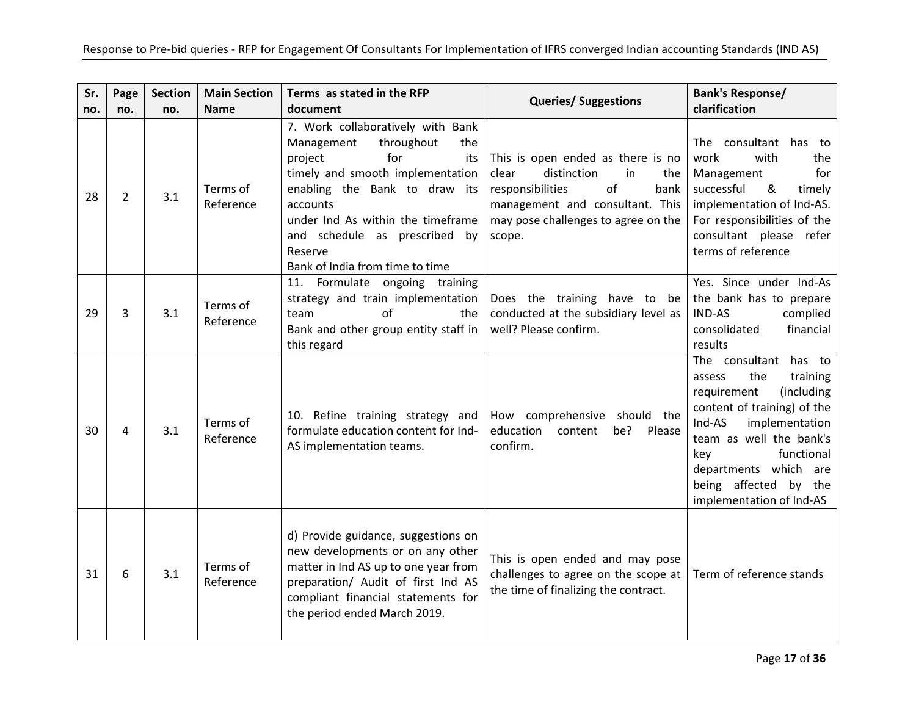| Sr. no. | Page no. | Section no. | Main Section Name | Terms as stated in the RFP document | Queries/ Suggestions | Bank's Response/ clarification |
|---|---|---|---|---|---|---|
| 28 | 2 | 3.1 | Terms of Reference | 7. Work collaboratively with Bank Management throughout the project for its timely and smooth implementation enabling the Bank to draw its accounts under Ind As within the timeframe and schedule as prescribed by Reserve Bank of India from time to time | This is open ended as there is no clear distinction in the responsibilities of bank management and consultant. This may pose challenges to agree on the scope. | The consultant has to work with the Management for successful & timely implementation of Ind-AS. For responsibilities of the consultant please refer terms of reference |
| 29 | 3 | 3.1 | Terms of Reference | 11. Formulate ongoing training strategy and train implementation team of the Bank and other group entity staff in this regard | Does the training have to be conducted at the subsidiary level as well? Please confirm. | Yes. Since under Ind-As the bank has to prepare IND-AS complied consolidated financial results |
| 30 | 4 | 3.1 | Terms of Reference | 10. Refine training strategy and formulate education content for Ind-AS implementation teams. | How comprehensive should the education content be? Please confirm. | The consultant has to assess the training requirement (including content of training) of the Ind-AS implementation team as well the bank's key functional departments which are being affected by the implementation of Ind-AS |
| 31 | 6 | 3.1 | Terms of Reference | d) Provide guidance, suggestions on new developments or on any other matter in Ind AS up to one year from preparation/ Audit of first Ind AS compliant financial statements for the period ended March 2019. | This is open ended and may pose challenges to agree on the scope at the time of finalizing the contract. | Term of reference stands |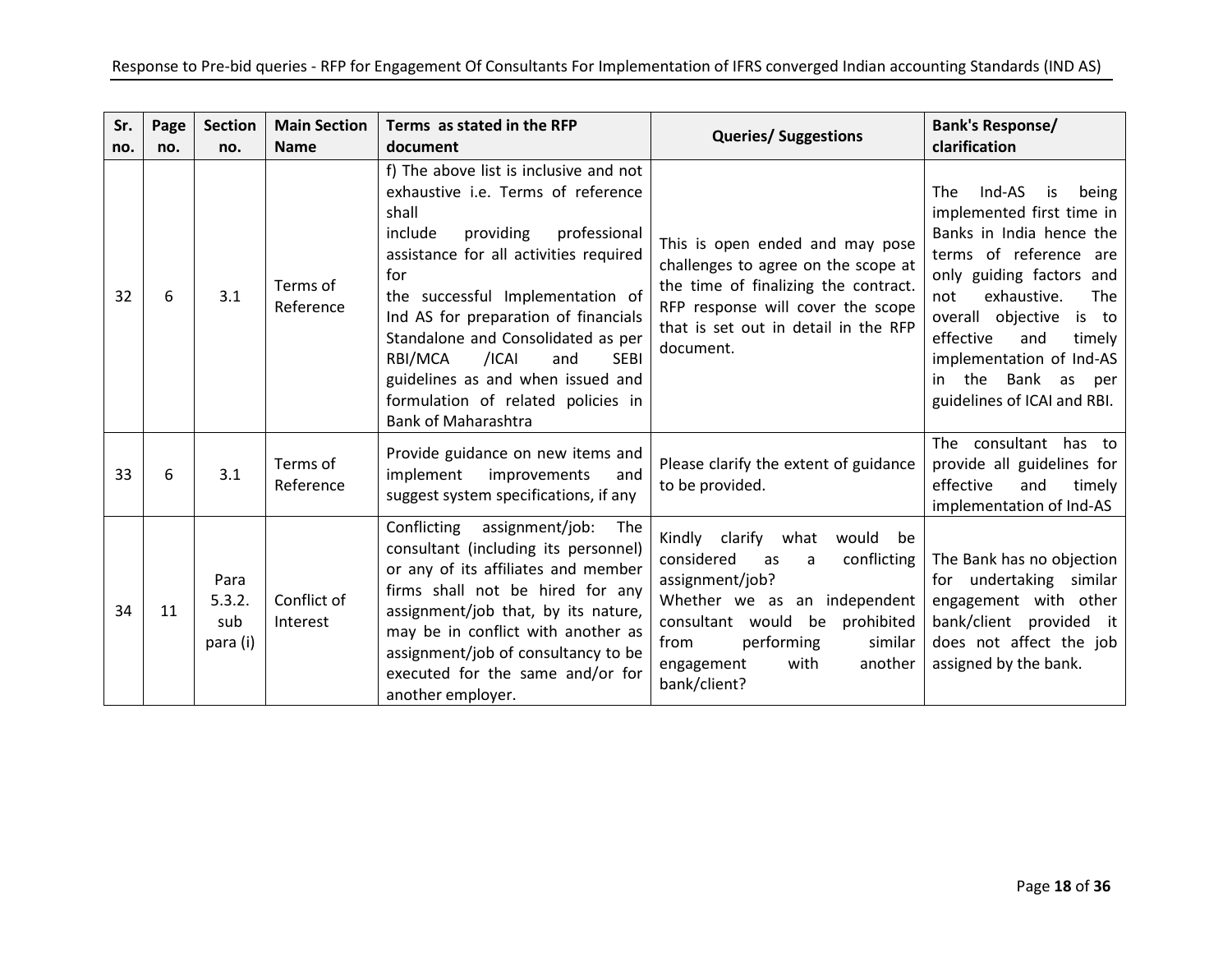| Sr. no. | Page no. | Section no. | Main Section Name | Terms as stated in the RFP document | Queries/ Suggestions | Bank's Response/ clarification |
|---|---|---|---|---|---|---|
| 32 | 6 | 3.1 | Terms of Reference | f) The above list is inclusive and not exhaustive i.e. Terms of reference shall include providing professional assistance for all activities required for the successful Implementation of Ind AS for preparation of financials Standalone and Consolidated as per RBI/MCA /ICAI and SEBI guidelines as and when issued and formulation of related policies in Bank of Maharashtra | This is open ended and may pose challenges to agree on the scope at the time of finalizing the contract. RFP response will cover the scope that is set out in detail in the RFP document. | The Ind-AS is being implemented first time in Banks in India hence the terms of reference are only guiding factors and not exhaustive. The overall objective is to effective and timely implementation of Ind-AS in the Bank as per guidelines of ICAI and RBI. |
| 33 | 6 | 3.1 | Terms of Reference | Provide guidance on new items and implement improvements and suggest system specifications, if any | Please clarify the extent of guidance to be provided. | The consultant has to provide all guidelines for effective and timely implementation of Ind-AS |
| 34 | 11 | Para 5.3.2. sub para (i) | Conflict of Interest | Conflicting assignment/job: The consultant (including its personnel) or any of its affiliates and member firms shall not be hired for any assignment/job that, by its nature, may be in conflict with another as assignment/job of consultancy to be executed for the same and/or for another employer. | Kindly clarify what would be considered as a conflicting assignment/job?<br>Whether we as an independent consultant would be prohibited from performing similar engagement with another bank/client? | The Bank has no objection for undertaking similar engagement with other bank/client provided it does not affect the job assigned by the bank. |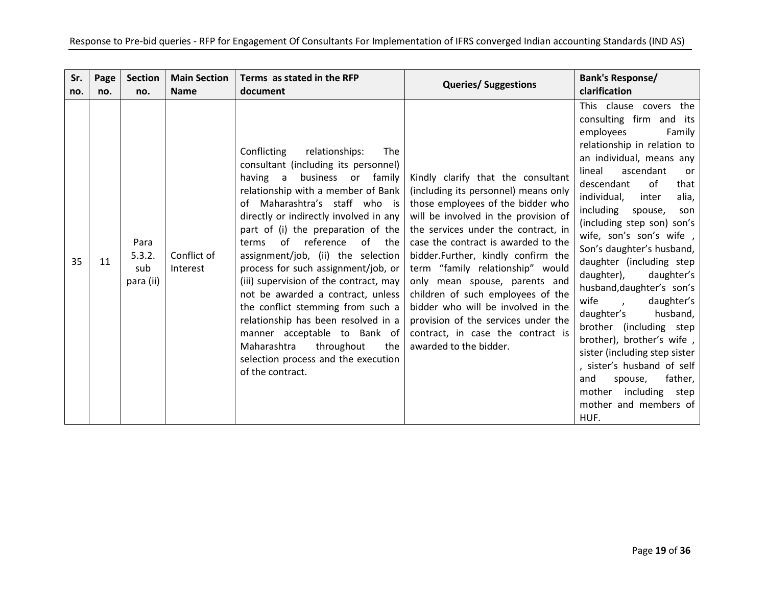| Sr. no. | Page no. | Section no. | Main Section Name | Terms as stated in the RFP document | Queries/ Suggestions | Bank's Response/ clarification |
|---|---|---|---|---|---|---|
| 35 | 11 | Para 5.3.2. sub para (ii) | Conflict of Interest | Conflicting relationships: The consultant (including its personnel) having a business or family relationship with a member of Bank of Maharashtra's staff who is directly or indirectly involved in any part of (i) the preparation of the terms of reference of the assignment/job, (ii) the selection process for such assignment/job, or (iii) supervision of the contract, may not be awarded a contract, unless the conflict stemming from such a relationship has been resolved in a manner acceptable to Bank of Maharashtra throughout the selection process and the execution of the contract. | Kindly clarify that the consultant (including its personnel) means only those employees of the bidder who will be involved in the provision of the services under the contract, in case the contract is awarded to the bidder.Further, kindly confirm the term "family relationship" would only mean spouse, parents and children of such employees of the bidder who will be involved in the provision of the services under the contract, in case the contract is awarded to the bidder. | This clause covers the consulting firm and its employees Family relationship in relation to an individual, means any lineal ascendant or descendant of that individual, inter alia, including spouse, son (including step son) son's wife, son's son's wife , Son's daughter's husband, daughter (including step daughter), daughter's husband,daughter's son's wife , daughter's daughter's husband, brother (including step brother), brother's wife , sister (including step sister , sister's husband of self and spouse, father, mother including step mother and members of HUF. |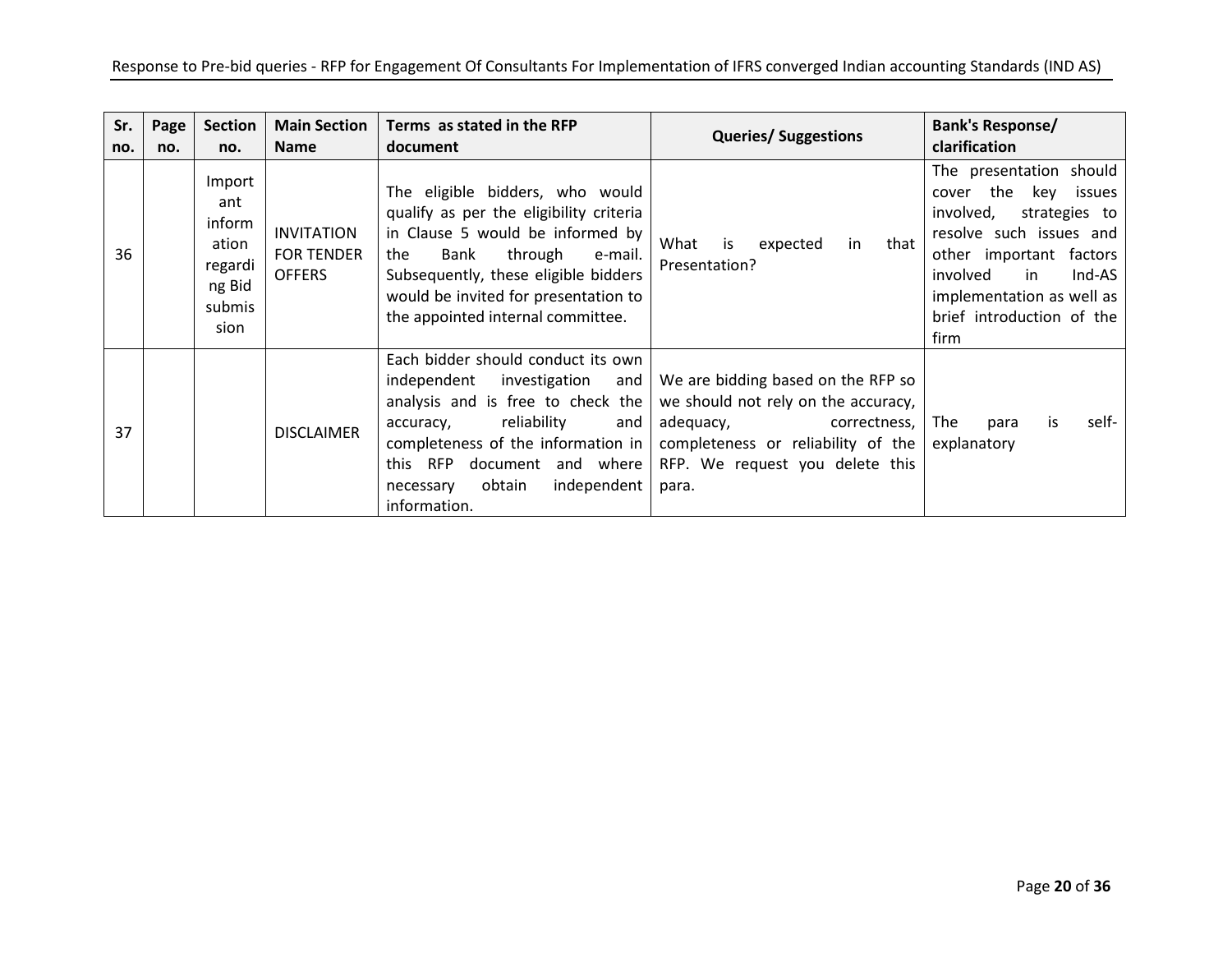| Sr. no. | Page no. | Section no. | Main Section Name | Terms as stated in the RFP document | Queries/ Suggestions | Bank's Response/ clarification |
|---|---|---|---|---|---|---|
| 36 | | Important information regarding Bid submission | INVITATION FOR TENDER OFFERS | The eligible bidders, who would qualify as per the eligibility criteria in Clause 5 would be informed by the Bank through e-mail. Subsequently, these eligible bidders would be invited for presentation to the appointed internal committee. | What is expected in that Presentation? | The presentation should cover the key issues involved, strategies to resolve such issues and other important factors involved in Ind-AS implementation as well as brief introduction of the firm |
| 37 | | | DISCLAIMER | Each bidder should conduct its own independent investigation and analysis and is free to check the accuracy, reliability and completeness of the information in this RFP document and where necessary obtain independent information. | We are bidding based on the RFP so we should not rely on the accuracy, adequacy, correctness, completeness or reliability of the RFP. We request you delete this para. | The para is self-explanatory |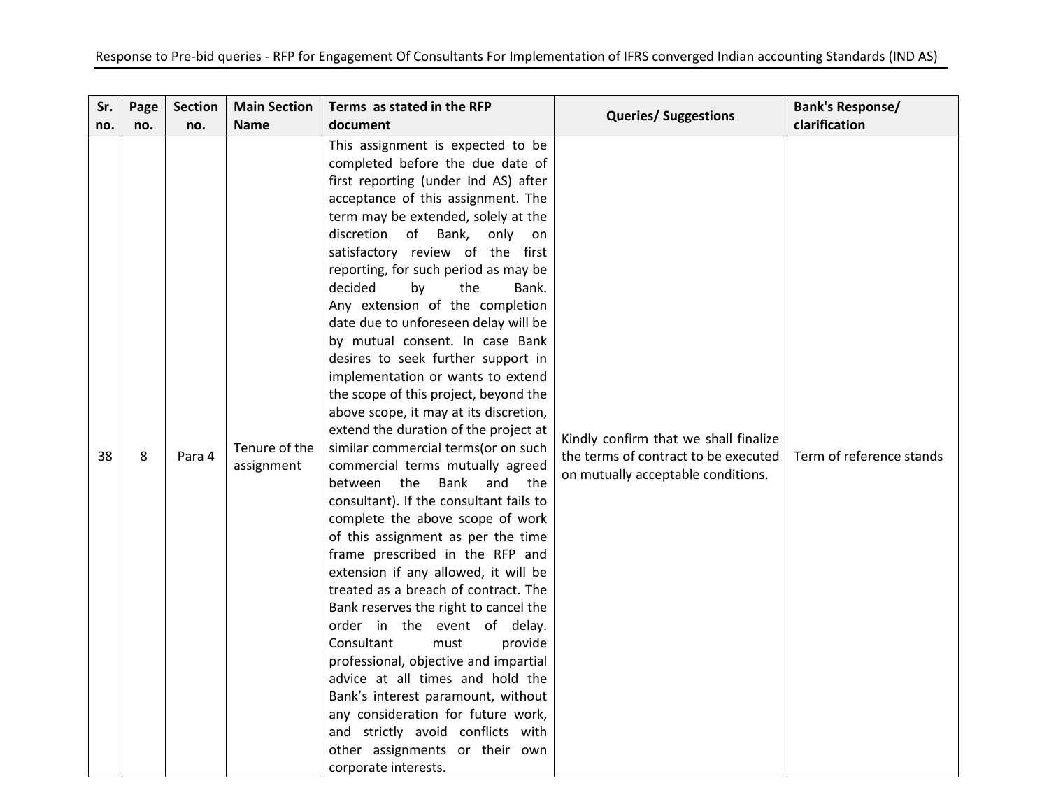| Sr. no. | Page no. | Section no. | Main Section Name | Terms as stated in the RFP document | Queries/ Suggestions | Bank's Response/ clarification |
|---|---|---|---|---|---|---|
| 38 | 8 | Para 4 | Tenure of the assignment | This assignment is expected to be completed before the due date of first reporting (under Ind AS) after acceptance of this assignment. The term may be extended, solely at the discretion of Bank, only on satisfactory review of the first reporting, for such period as may be decided by the Bank. Any extension of the completion date due to unforeseen delay will be by mutual consent. In case Bank desires to seek further support in implementation or wants to extend the scope of this project, beyond the above scope, it may at its discretion, extend the duration of the project at similar commercial terms(or on such commercial terms mutually agreed between the Bank and the consultant). If the consultant fails to complete the above scope of work of this assignment as per the time frame prescribed in the RFP and extension if any allowed, it will be treated as a breach of contract. The Bank reserves the right to cancel the order in the event of delay. Consultant must provide professional, objective and impartial advice at all times and hold the Bank's interest paramount, without any consideration for future work, and strictly avoid conflicts with other assignments or their own corporate interests. | Kindly confirm that we shall finalize the terms of contract to be executed on mutually acceptable conditions. | Term of reference stands |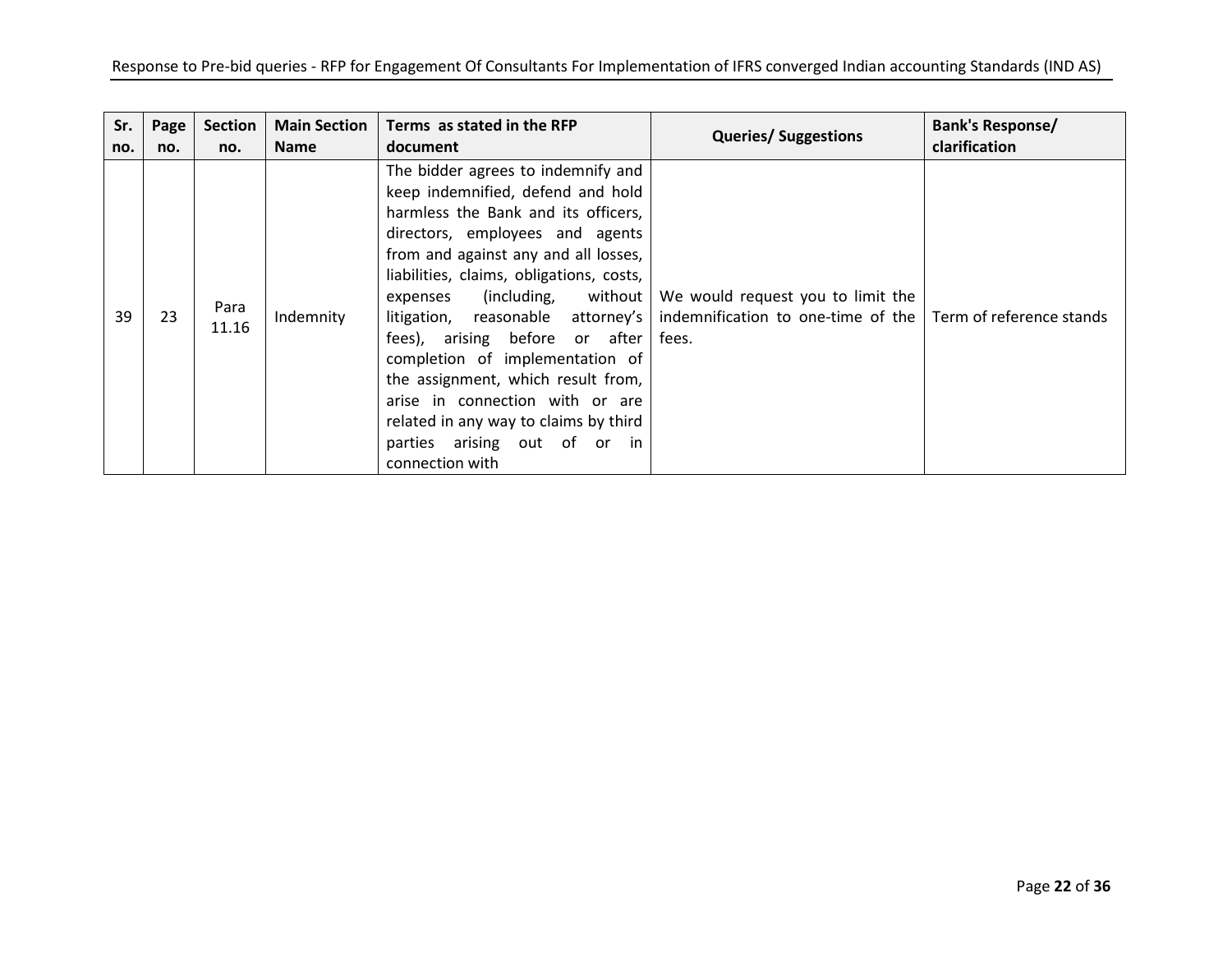| Sr. no. | Page no. | Section no. | Main Section Name | Terms as stated in the RFP document | Queries/ Suggestions | Bank's Response/ clarification |
|---|---|---|---|---|---|---|
| 39 | 23 | Para 11.16 | Indemnity | The bidder agrees to indemnify and keep indemnified, defend and hold harmless the Bank and its officers, directors, employees and agents from and against any and all losses, liabilities, claims, obligations, costs, expenses (including, without litigation, reasonable attorney's fees), arising before or after completion of implementation of the assignment, which result from, arise in connection with or are related in any way to claims by third parties arising out of or in connection with | We would request you to limit the indemnification to one-time of the fees. | Term of reference stands |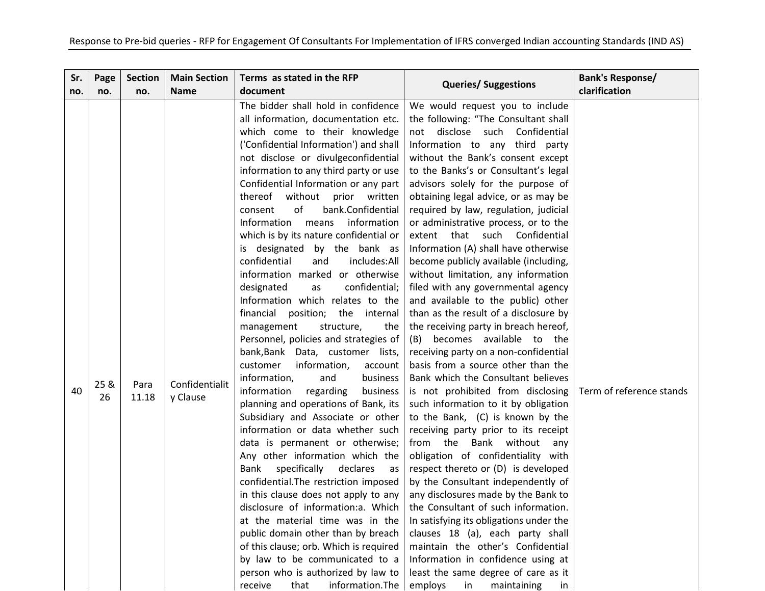| Sr. no. | Page no. | Section no. | Main Section Name | Terms as stated in the RFP document | Queries/ Suggestions | Bank's Response/ clarification |
|---|---|---|---|---|---|---|
| 40 | 25 & 26 | Para 11.18 | Confidentiality Clause | The bidder shall hold in confidence all information, documentation etc. which come to their knowledge ('Confidential Information') and shall not disclose or divulgeconfidential information to any third party or use Confidential Information or any part thereof without prior written consent of bank.Confidential Information means information which is by its nature confidential or is designated by the bank as confidential and includes:All information marked or otherwise designated as confidential; Information which relates to the financial position; the internal management structure, the Personnel, policies and strategies of bank,Bank Data, customer lists, customer information, account information, and business information regarding business planning and operations of Bank, its Subsidiary and Associate or other information or data whether such data is permanent or otherwise; Any other information which the Bank specifically declares as confidential.The restriction imposed in this clause does not apply to any disclosure of information:a. Which at the material time was in the public domain other than by breach of this clause; orb. Which is required by law to be communicated to a person who is authorized by law to receive that information.The | We would request you to include the following: "The Consultant shall not disclose such Confidential Information to any third party without the Bank's consent except to the Banks's or Consultant's legal advisors solely for the purpose of obtaining legal advice, or as may be required by law, regulation, judicial or administrative process, or to the extent that such Confidential Information (A) shall have otherwise become publicly available (including, without limitation, any information filed with any governmental agency and available to the public) other than as the result of a disclosure by the receiving party in breach hereof, (B) becomes available to the receiving party on a non-confidential basis from a source other than the Bank which the Consultant believes is not prohibited from disclosing such information to it by obligation to the Bank, (C) is known by the receiving party prior to its receipt from the Bank without any obligation of confidentiality with respect thereto or (D) is developed by the Consultant independently of any disclosures made by the Bank to the Consultant of such information. In satisfying its obligations under the clauses 18 (a), each party shall maintain the other's Confidential Information in confidence using at least the same degree of care as it employs in maintaining in | Term of reference stands |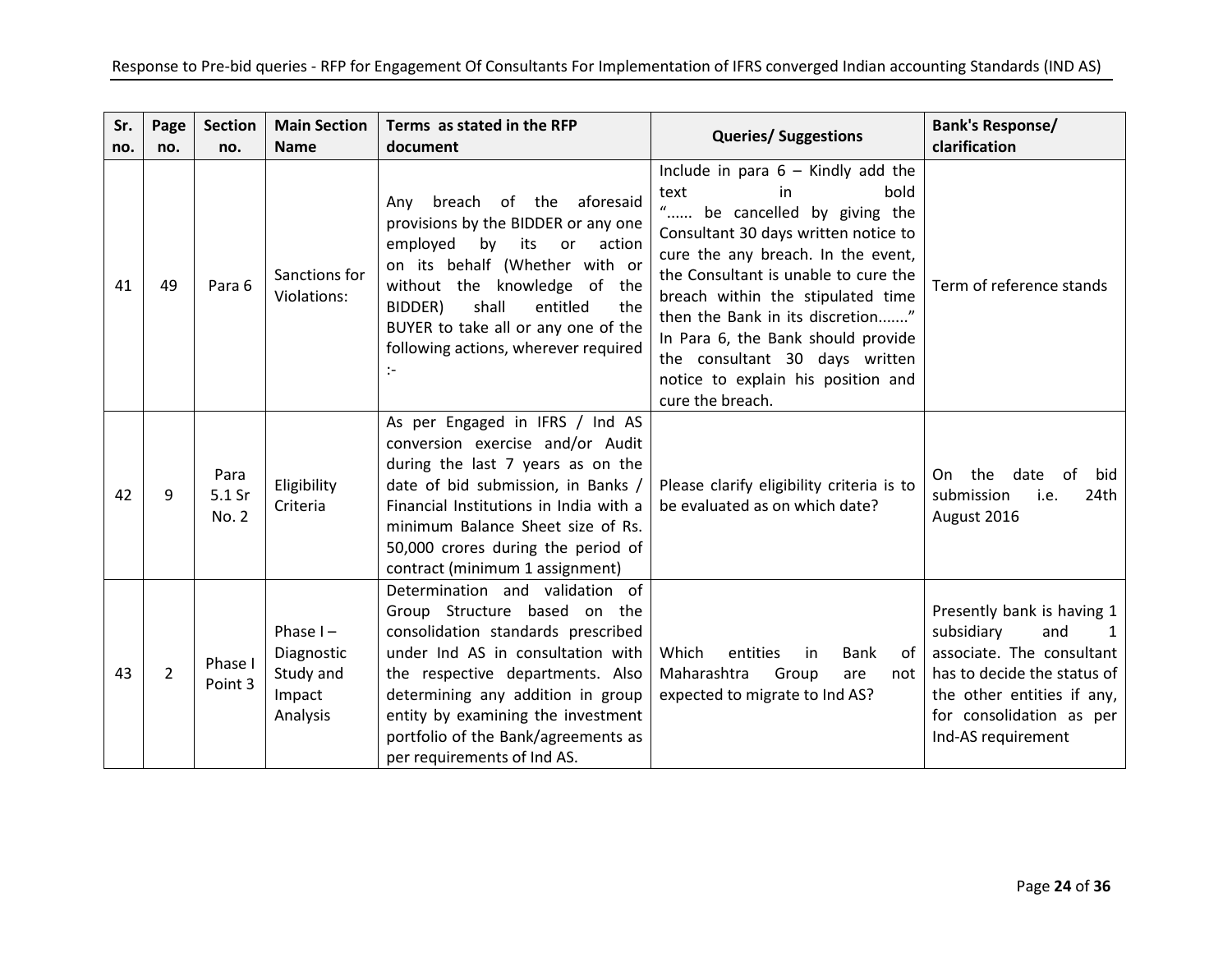| Sr. no. | Page no. | Section no. | Main Section Name | Terms as stated in the RFP document | Queries/ Suggestions | Bank's Response/ clarification |
|---|---|---|---|---|---|---|
| 41 | 49 | Para 6 | Sanctions for Violations: | Any breach of the aforesaid provisions by the BIDDER or any one employed by its or action on its behalf (Whether with or without the knowledge of the BIDDER) shall entitled the BUYER to take all or any one of the following actions, wherever required :- | Include in para 6 – Kindly add the text in bold "...... be cancelled by giving the Consultant 30 days written notice to cure the any breach. In the event, the Consultant is unable to cure the breach within the stipulated time then the Bank in its discretion......." In Para 6, the Bank should provide the consultant 30 days written notice to explain his position and cure the breach. | Term of reference stands |
| 42 | 9 | Para 5.1 Sr No. 2 | Eligibility Criteria | As per Engaged in IFRS / Ind AS conversion exercise and/or Audit during the last 7 years as on the date of bid submission, in Banks / Financial Institutions in India with a minimum Balance Sheet size of Rs. 50,000 crores during the period of contract (minimum 1 assignment) | Please clarify eligibility criteria is to be evaluated as on which date? | On the date of bid submission i.e. 24th August 2016 |
| 43 | 2 | Phase I Point 3 | Phase I – Diagnostic Study and Impact Analysis | Determination and validation of Group Structure based on the consolidation standards prescribed under Ind AS in consultation with the respective departments. Also determining any addition in group entity by examining the investment portfolio of the Bank/agreements as per requirements of Ind AS. | Which entities in Bank of Maharashtra Group are not expected to migrate to Ind AS? | Presently bank is having 1 subsidiary and 1 associate. The consultant has to decide the status of the other entities if any, for consolidation as per Ind-AS requirement |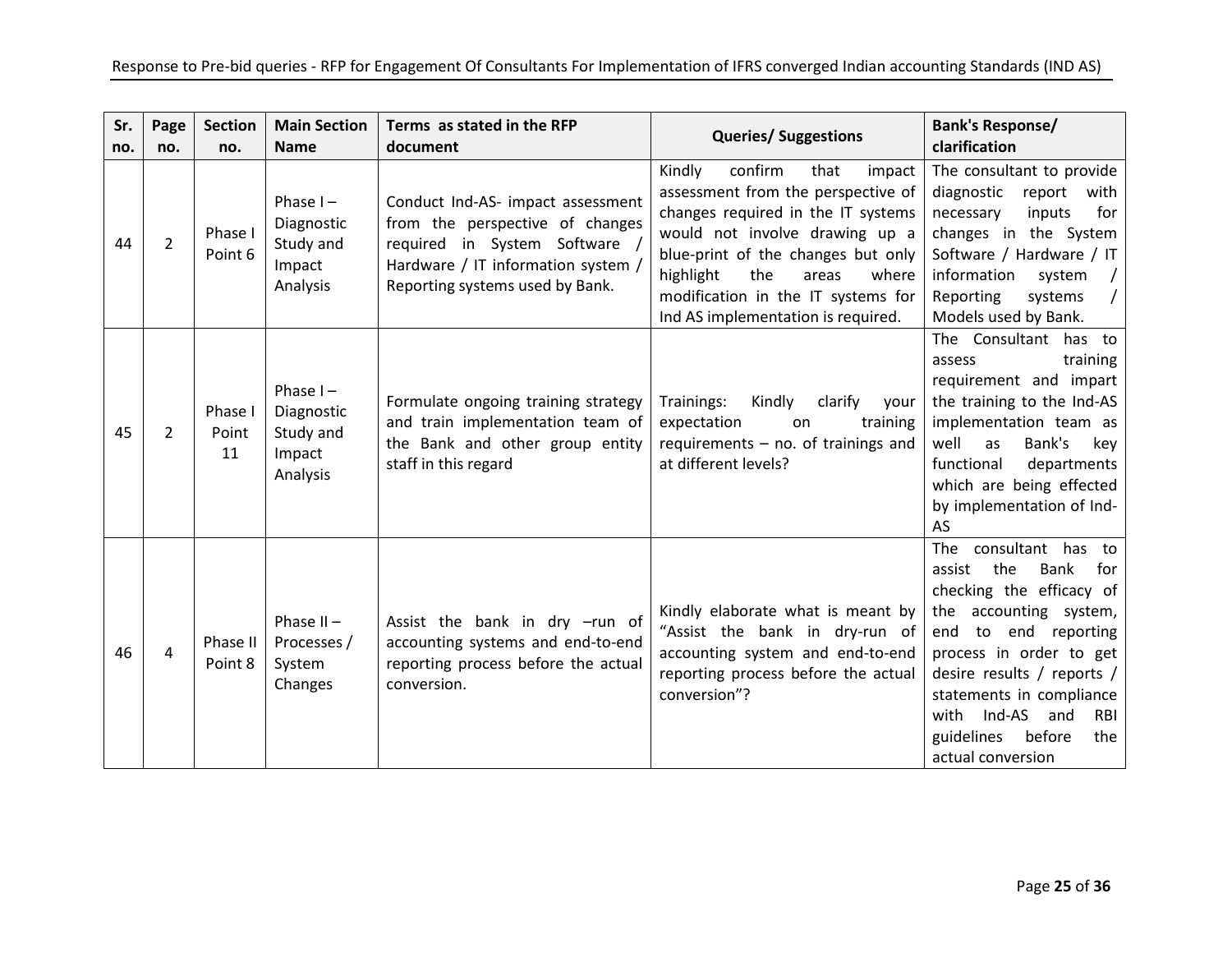| Sr. no. | Page no. | Section no. | Main Section Name | Terms as stated in the RFP document | Queries/ Suggestions | Bank's Response/ clarification |
|---|---|---|---|---|---|---|
| 44 | 2 | Phase I Point 6 | Phase I – Diagnostic Study and Impact Analysis | Conduct Ind-AS- impact assessment from the perspective of changes required in System Software / Hardware / IT information system / Reporting systems used by Bank. | Kindly confirm that impact assessment from the perspective of changes required in the IT systems would not involve drawing up a blue-print of the changes but only highlight the areas where modification in the IT systems for Ind AS implementation is required. | The consultant to provide diagnostic report with necessary inputs for changes in the System Software / Hardware / IT information system / Reporting systems / Models used by Bank. |
| 45 | 2 | Phase I Point 11 | Phase I – Diagnostic Study and Impact Analysis | Formulate ongoing training strategy and train implementation team of the Bank and other group entity staff in this regard | Trainings: Kindly clarify your expectation on training requirements – no. of trainings and at different levels? | The Consultant has to assess training requirement and impart the training to the Ind-AS implementation team as well as Bank's key functional departments which are being effected by implementation of Ind-AS |
| 46 | 4 | Phase II Point 8 | Phase II – Processes / System Changes | Assist the bank in dry –run of accounting systems and end-to-end reporting process before the actual conversion. | Kindly elaborate what is meant by "Assist the bank in dry-run of accounting system and end-to-end reporting process before the actual conversion"? | The consultant has to assist the Bank for checking the efficacy of the accounting system, end to end reporting process in order to get desire results / reports / statements in compliance with Ind-AS and RBI guidelines before the actual conversion |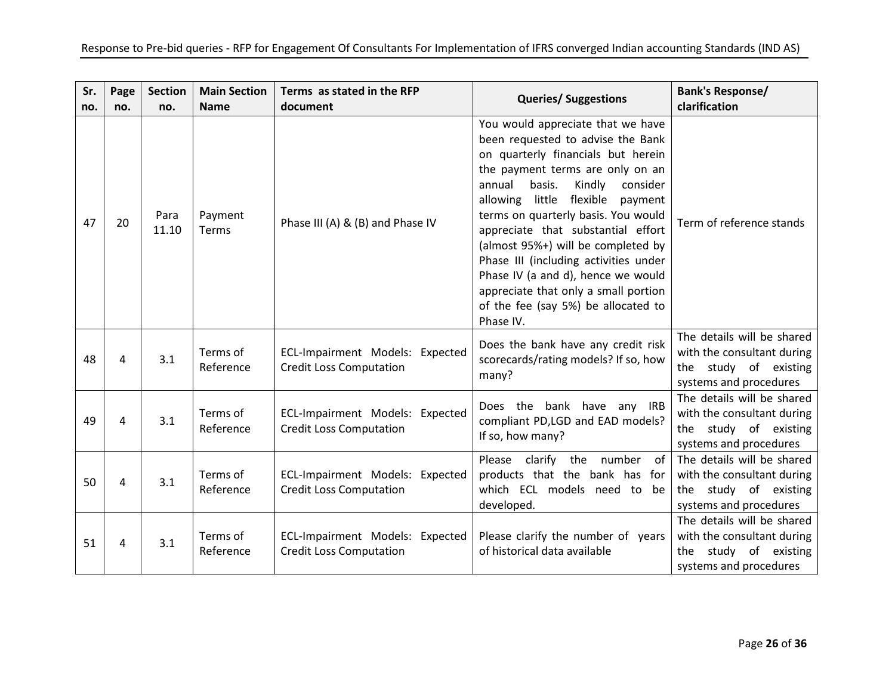| Sr. no. | Page no. | Section no. | Main Section Name | Terms as stated in the RFP document | Queries/ Suggestions | Bank's Response/ clarification |
|---|---|---|---|---|---|---|
| 47 | 20 | Para 11.10 | Payment Terms | Phase III (A) & (B) and Phase IV | You would appreciate that we have been requested to advise the Bank on quarterly financials but herein the payment terms are only on an annual basis. Kindly consider allowing little flexible payment terms on quarterly basis. You would appreciate that substantial effort (almost 95%+) will be completed by Phase III (including activities under Phase IV (a and d), hence we would appreciate that only a small portion of the fee (say 5%) be allocated to Phase IV. | Term of reference stands |
| 48 | 4 | 3.1 | Terms of Reference | ECL-Impairment Models: Expected Credit Loss Computation | Does the bank have any credit risk scorecards/rating models? If so, how many? | The details will be shared with the consultant during the study of existing systems and procedures |
| 49 | 4 | 3.1 | Terms of Reference | ECL-Impairment Models: Expected Credit Loss Computation | Does the bank have any IRB compliant PD,LGD and EAD models? If so, how many? | The details will be shared with the consultant during the study of existing systems and procedures |
| 50 | 4 | 3.1 | Terms of Reference | ECL-Impairment Models: Expected Credit Loss Computation | Please clarify the number of products that the bank has for which ECL models need to be developed. | The details will be shared with the consultant during the study of existing systems and procedures |
| 51 | 4 | 3.1 | Terms of Reference | ECL-Impairment Models: Expected Credit Loss Computation | Please clarify the number of years of historical data available | The details will be shared with the consultant during the study of existing systems and procedures |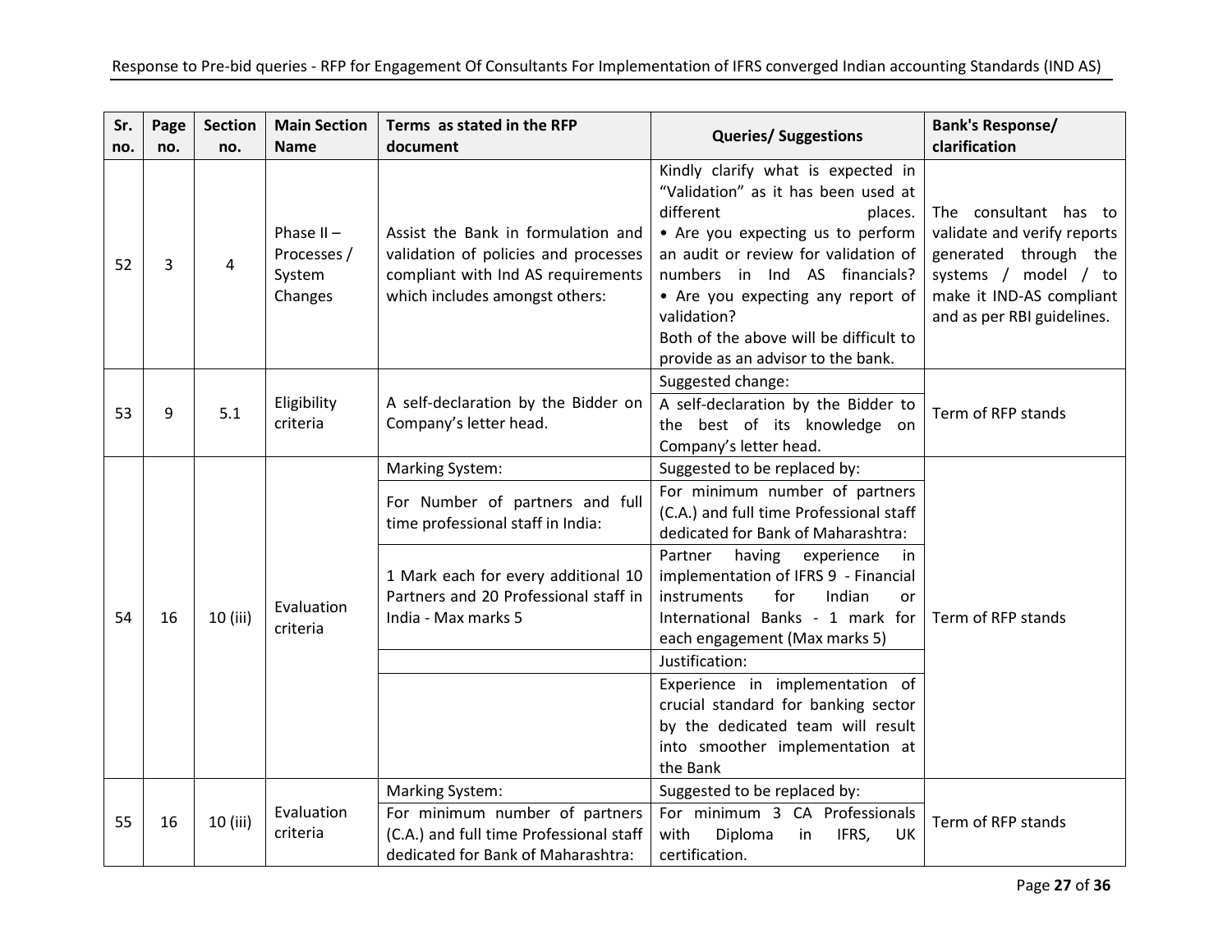| Sr. no. | Page no. | Section no. | Main Section Name | Terms as stated in the RFP document | Queries/ Suggestions | Bank's Response/ clarification |
|---|---|---|---|---|---|---|
| 52 | 3 | 4 | Phase II – Processes / System Changes | Assist the Bank in formulation and validation of policies and processes compliant with Ind AS requirements which includes amongst others: | Kindly clarify what is expected in "Validation" as it has been used at different places.<br>• Are you expecting us to perform an audit or review for validation of numbers in Ind AS financials?<br>• Are you expecting any report of validation?<br>Both of the above will be difficult to provide as an advisor to the bank. | The consultant has to validate and verify reports generated through the systems / model / to make it IND-AS compliant and as per RBI guidelines. |
| 53 | 9 | 5.1 | Eligibility criteria | A self-declaration by the Bidder on Company's letter head. | Suggested change:<br>A self-declaration by the Bidder to the best of its knowledge on Company's letter head. | Term of RFP stands |
| 54 | 16 | 10 (iii) | Evaluation criteria | Marking System:<br>For Number of partners and full time professional staff in India:<br>1 Mark each for every additional 10 Partners and 20 Professional staff in India - Max marks 5 | Suggested to be replaced by:<br>For minimum number of partners (C.A.) and full time Professional staff dedicated for Bank of Maharashtra:<br>Partner having experience in implementation of IFRS 9 - Financial instruments for Indian or International Banks - 1 mark for each engagement (Max marks 5)<br>Justification:<br>Experience in implementation of crucial standard for banking sector by the dedicated team will result into smoother implementation at the Bank | Term of RFP stands |
| 55 | 16 | 10 (iii) | Evaluation criteria | Marking System:<br>For minimum number of partners (C.A.) and full time Professional staff dedicated for Bank of Maharashtra: | Suggested to be replaced by:<br>For minimum 3 CA Professionals with Diploma in IFRS, UK certification. | Term of RFP stands |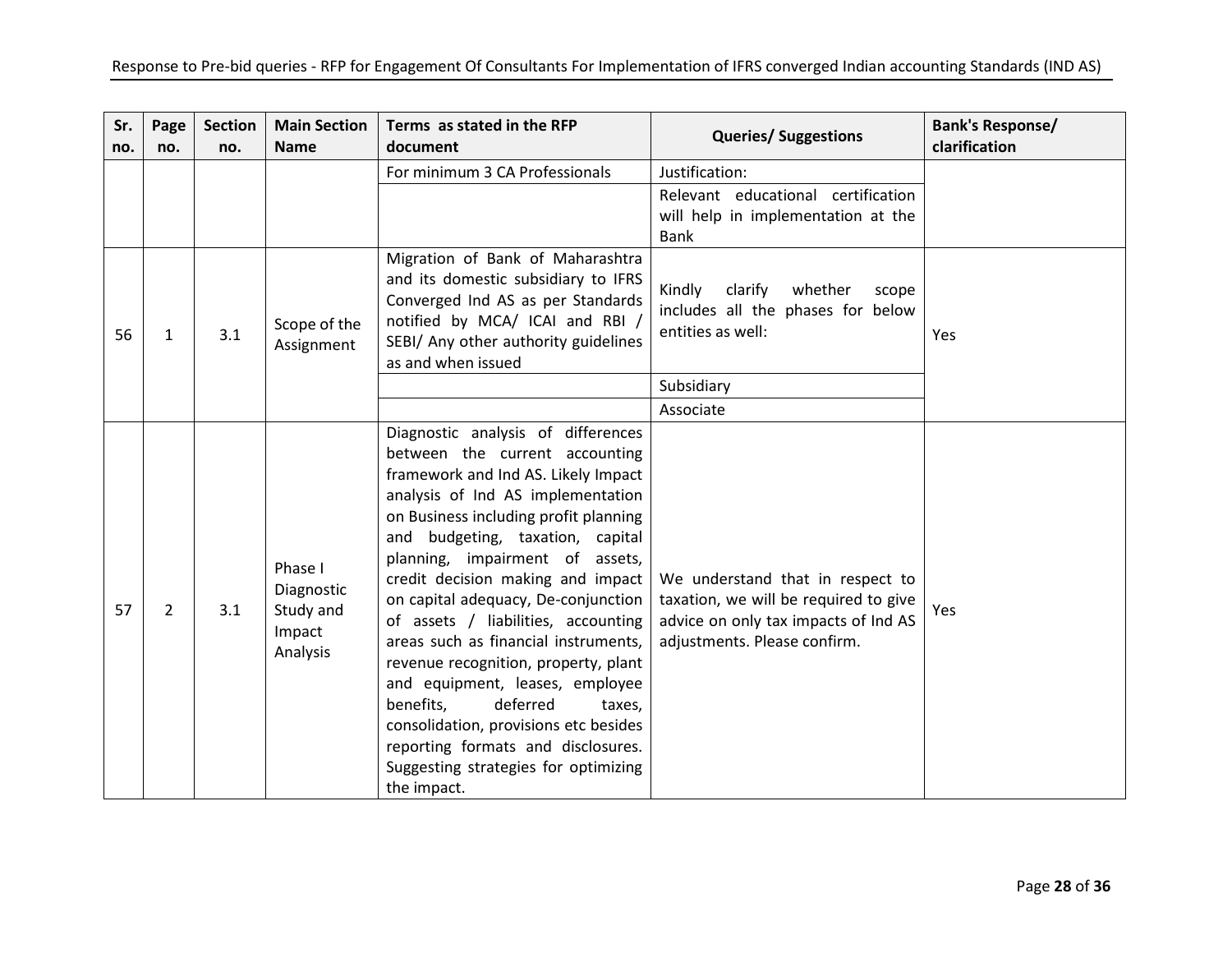| Sr. no. | Page no. | Section no. | Main Section Name | Terms as stated in the RFP document | Queries/ Suggestions | Bank's Response/ clarification |
|---|---|---|---|---|---|---|
| | | | | For minimum 3 CA Professionals | Justification: | |
| | | | | | Relevant educational certification will help in implementation at the Bank | |
| 56 | 1 | 3.1 | Scope of the Assignment | Migration of Bank of Maharashtra and its domestic subsidiary to IFRS Converged Ind AS as per Standards notified by MCA/ ICAI and RBI / SEBI/ Any other authority guidelines as and when issued | Kindly clarify whether scope includes all the phases for below entities as well: | Yes |
| | | | | | Subsidiary | |
| | | | | | Associate | |
| 57 | 2 | 3.1 | Phase I Diagnostic Study and Impact Analysis | Diagnostic analysis of differences between the current accounting framework and Ind AS. Likely Impact analysis of Ind AS implementation on Business including profit planning and budgeting, taxation, capital planning, impairment of assets, credit decision making and impact on capital adequacy, De-conjunction of assets / liabilities, accounting areas such as financial instruments, revenue recognition, property, plant and equipment, leases, employee benefits, deferred taxes, consolidation, provisions etc besides reporting formats and disclosures. Suggesting strategies for optimizing the impact. | We understand that in respect to taxation, we will be required to give advice on only tax impacts of Ind AS adjustments. Please confirm. | Yes |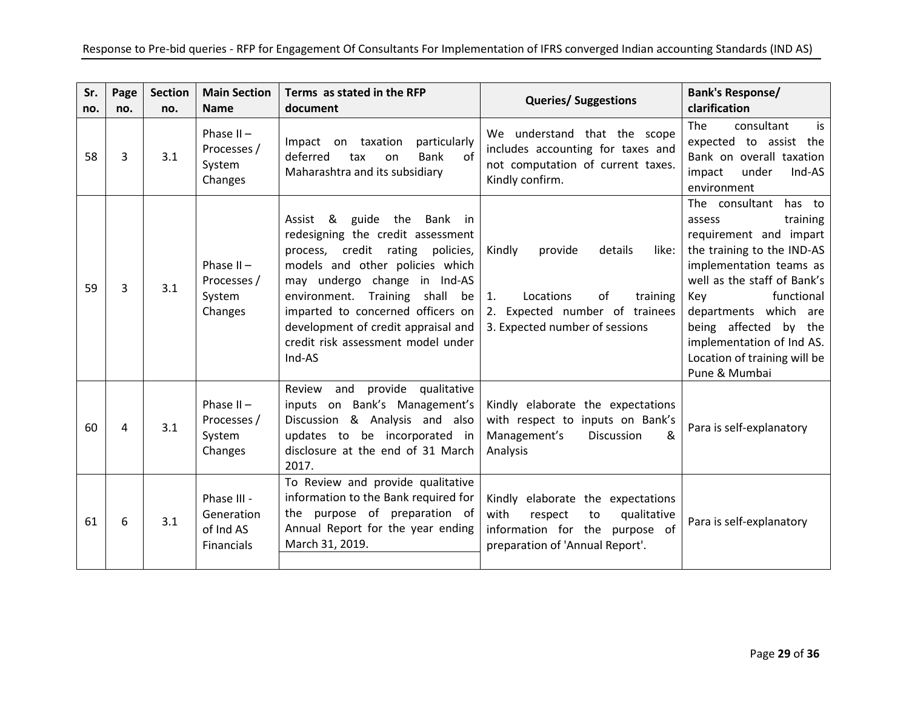| Sr. no. | Page no. | Section no. | Main Section Name | Terms as stated in the RFP document | Queries/ Suggestions | Bank's Response/ clarification |
|---|---|---|---|---|---|---|
| 58 | 3 | 3.1 | Phase II – Processes / System Changes | Impact on taxation particularly deferred tax on Bank of Maharashtra and its subsidiary | We understand that the scope includes accounting for taxes and not computation of current taxes. Kindly confirm. | The consultant is expected to assist the Bank on overall taxation impact under Ind-AS environment |
| 59 | 3 | 3.1 | Phase II – Processes / System Changes | Assist & guide the Bank in redesigning the credit assessment process, credit rating policies, models and other policies which may undergo change in Ind-AS environment. Training shall be imparted to concerned officers on development of credit appraisal and credit risk assessment model under Ind-AS | Kindly provide details like:<br><br>1. Locations of training<br>2. Expected number of trainees<br>3. Expected number of sessions | The consultant has to assess training requirement and impart the training to the IND-AS implementation teams as well as the staff of Bank's Key functional departments which are being affected by the implementation of Ind AS. Location of training will be Pune & Mumbai |
| 60 | 4 | 3.1 | Phase II – Processes / System Changes | Review and provide qualitative inputs on Bank's Management's Discussion & Analysis and also updates to be incorporated in disclosure at the end of 31 March 2017. | Kindly elaborate the expectations with respect to inputs on Bank's Management's Discussion & Analysis | Para is self-explanatory |
| 61 | 6 | 3.1 | Phase III - Generation of Ind AS Financials | To Review and provide qualitative information to the Bank required for the purpose of preparation of Annual Report for the year ending March 31, 2019. | Kindly elaborate the expectations with respect to qualitative information for the purpose of preparation of 'Annual Report'. | Para is self-explanatory |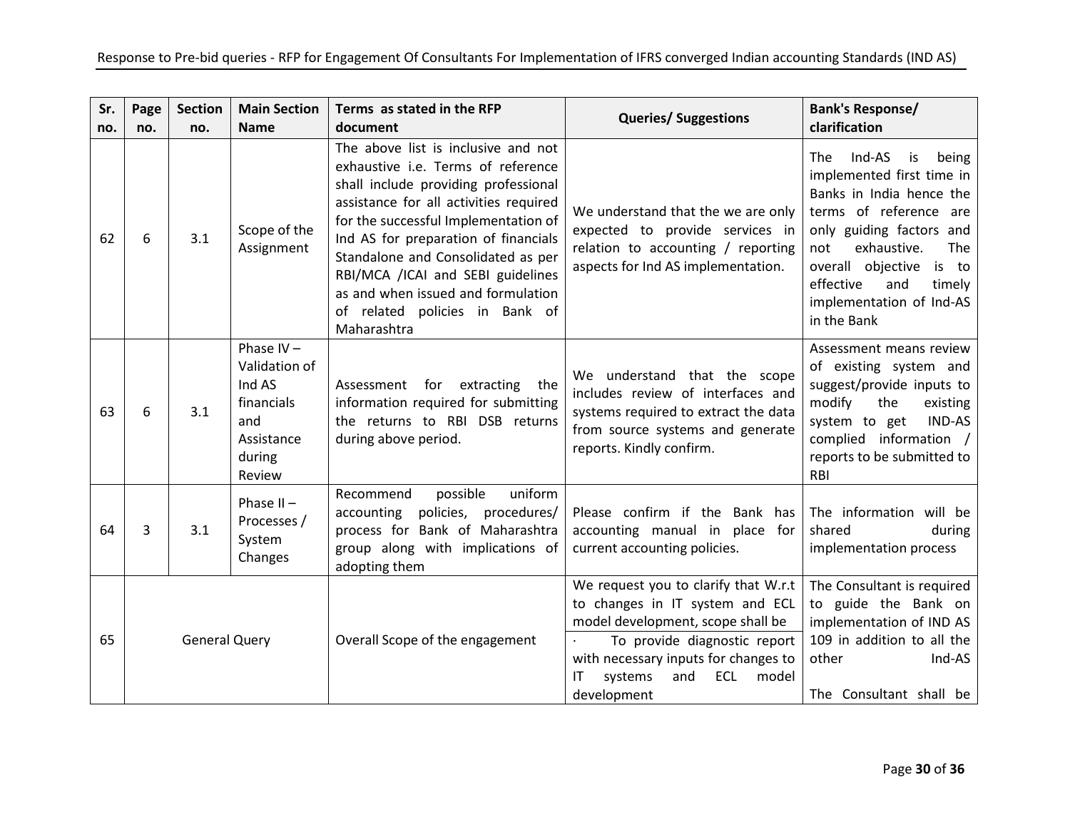| Sr. no. | Page no. | Section no. | Main Section Name | Terms as stated in the RFP document | Queries/ Suggestions | Bank's Response/ clarification |
|---|---|---|---|---|---|---|
| 62 | 6 | 3.1 | Scope of the Assignment | The above list is inclusive and not exhaustive i.e. Terms of reference shall include providing professional assistance for all activities required for the successful Implementation of Ind AS for preparation of financials Standalone and Consolidated as per RBI/MCA /ICAI and SEBI guidelines as and when issued and formulation of related policies in Bank of Maharashtra | We understand that the we are only expected to provide services in relation to accounting / reporting aspects for Ind AS implementation. | The Ind-AS is being implemented first time in Banks in India hence the terms of reference are only guiding factors and not exhaustive. The overall objective is to effective and timely implementation of Ind-AS in the Bank |
| 63 | 6 | 3.1 | Phase IV – Validation of Ind AS financials and Assistance during Review | Assessment for extracting the information required for submitting the returns to RBI DSB returns during above period. | We understand that the scope includes review of interfaces and systems required to extract the data from source systems and generate reports. Kindly confirm. | Assessment means review of existing system and suggest/provide inputs to modify the existing system to get IND-AS complied information / reports to be submitted to RBI |
| 64 | 3 | 3.1 | Phase II – Processes / System Changes | Recommend possible uniform accounting policies, procedures/ process for Bank of Maharashtra group along with implications of adopting them | Please confirm if the Bank has accounting manual in place for current accounting policies. | The information will be shared during implementation process |
| 65 | General Query | | | Overall Scope of the engagement | We request you to clarify that W.r.t to changes in IT system and ECL model development, scope shall be<br>· To provide diagnostic report with necessary inputs for changes to IT systems and ECL model development | The Consultant is required to guide the Bank on implementation of IND AS 109 in addition to all the other Ind-AS<br><br>The Consultant shall be |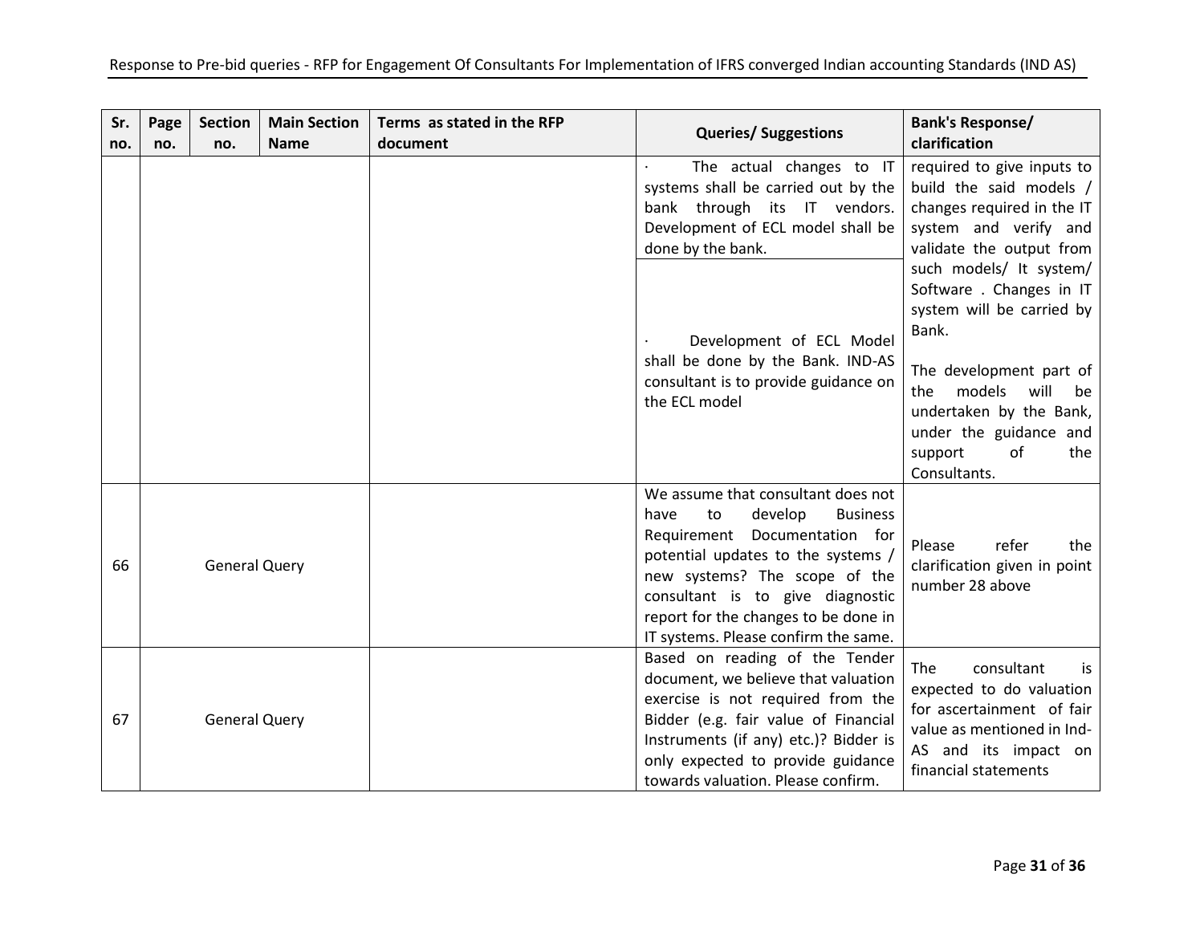| Sr. no. | Page no. | Section no. | Main Section Name | Terms as stated in the RFP document | Queries/ Suggestions | Bank's Response/ clarification |
|---|---|---|---|---|---|---|
| | | | | | · The actual changes to IT systems shall be carried out by the bank through its IT vendors. Development of ECL model shall be done by the bank. | required to give inputs to build the said models / changes required in the IT system and verify and validate the output from such models/ It system/ Software . Changes in IT system will be carried by Bank.<br><br>The development part of the models will be undertaken by the Bank, under the guidance and support of the Consultants. |
| | | | | | · Development of ECL Model shall be done by the Bank. IND-AS consultant is to provide guidance on the ECL model | |
| 66 | General Query | | | | We assume that consultant does not have to develop Business Requirement Documentation for potential updates to the systems / new systems? The scope of the consultant is to give diagnostic report for the changes to be done in IT systems. Please confirm the same. | Please refer the clarification given in point number 28 above |
| 67 | General Query | | | | Based on reading of the Tender document, we believe that valuation exercise is not required from the Bidder (e.g. fair value of Financial Instruments (if any) etc.)? Bidder is only expected to provide guidance towards valuation. Please confirm. | The consultant is expected to do valuation for ascertainment of fair value as mentioned in Ind-AS and its impact on financial statements |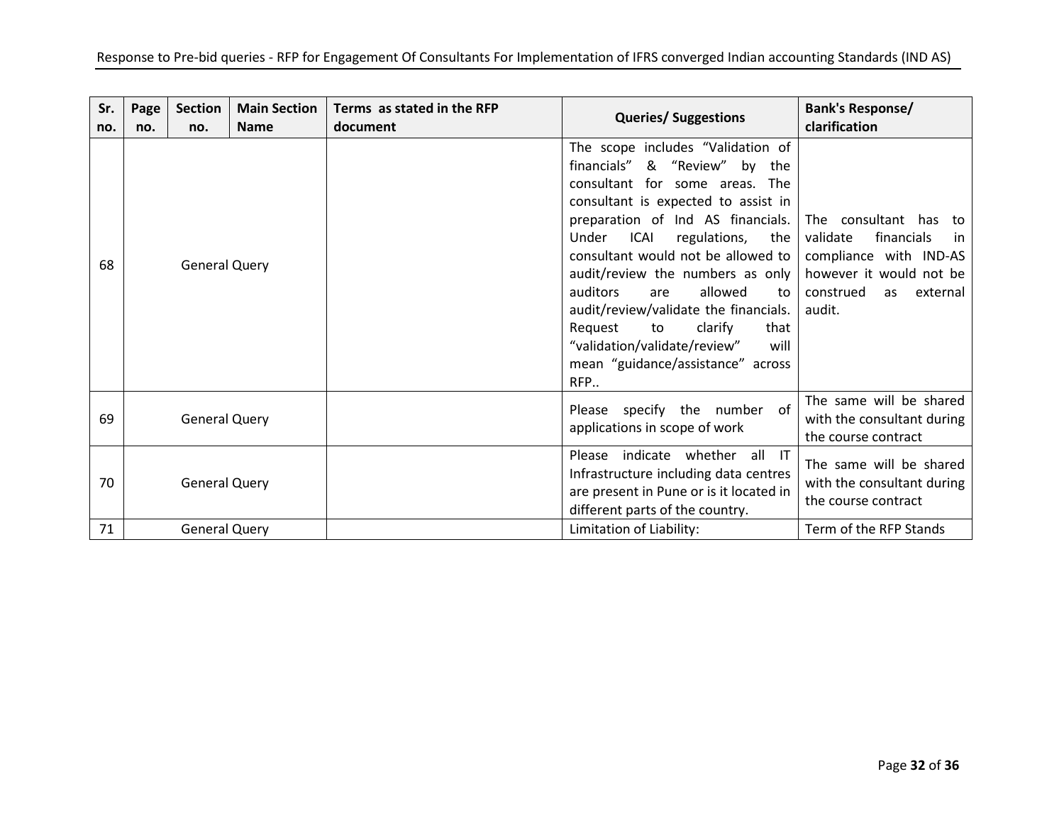| Sr. no. | Page no. | Section no. | Main Section Name | Terms as stated in the RFP document | Queries/ Suggestions | Bank's Response/ clarification |
|---|---|---|---|---|---|---|
| 68 | General Query | | | | The scope includes "Validation of financials" & "Review" by the consultant for some areas. The consultant is expected to assist in preparation of Ind AS financials. Under ICAI regulations, the consultant would not be allowed to audit/review the numbers as only auditors are allowed to audit/review/validate the financials. Request to clarify that "validation/validate/review" will mean "guidance/assistance" across RFP.. | The consultant has to validate financials in compliance with IND-AS however it would not be construed as external audit. |
| 69 | General Query | | | | Please specify the number of applications in scope of work | The same will be shared with the consultant during the course contract |
| 70 | General Query | | | | Please indicate whether all IT Infrastructure including data centres are present in Pune or is it located in different parts of the country. | The same will be shared with the consultant during the course contract |
| 71 | General Query | | | | Limitation of Liability: | Term of the RFP Stands |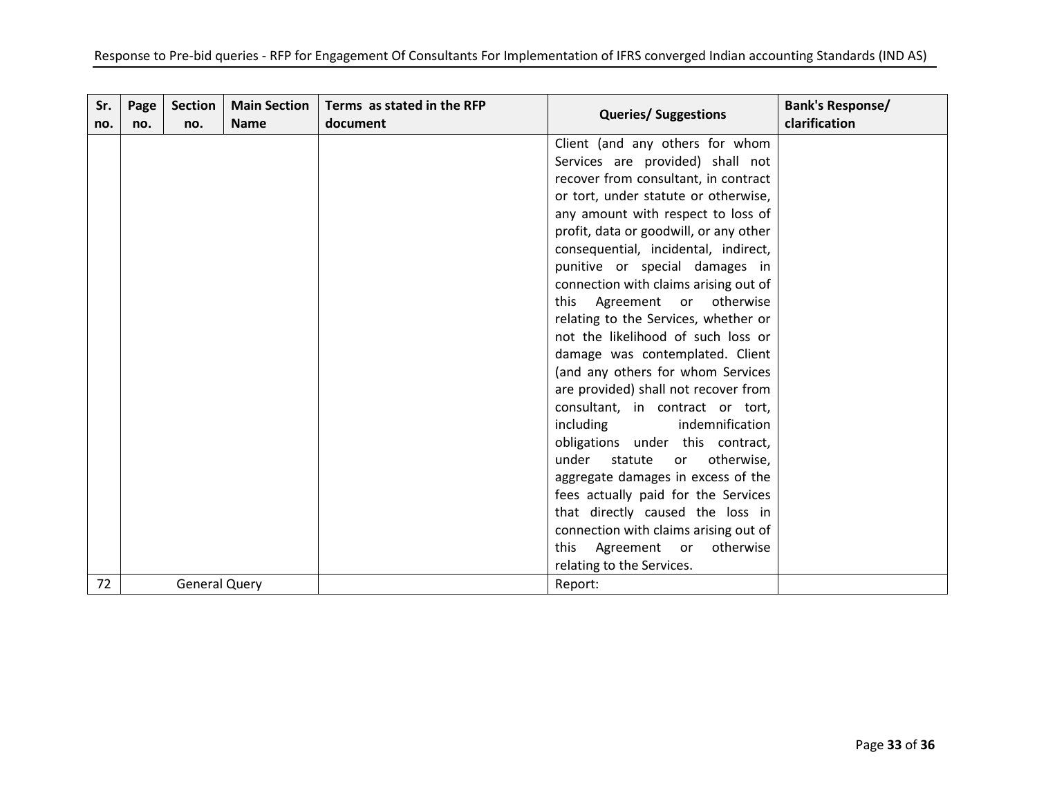| Sr. no. | Page no. | Section no. | Main Section Name | Terms as stated in the RFP document | Queries/ Suggestions | Bank's Response/ clarification |
|---|---|---|---|---|---|---|
| | | | | | Client (and any others for whom Services are provided) shall not recover from consultant, in contract or tort, under statute or otherwise, any amount with respect to loss of profit, data or goodwill, or any other consequential, incidental, indirect, punitive or special damages in connection with claims arising out of this Agreement or otherwise relating to the Services, whether or not the likelihood of such loss or damage was contemplated. Client (and any others for whom Services are provided) shall not recover from consultant, in contract or tort, including indemnification obligations under this contract, under statute or otherwise, aggregate damages in excess of the fees actually paid for the Services that directly caused the loss in connection with claims arising out of this Agreement or otherwise relating to the Services. | |
| 72 | General Query | | | | Report: | |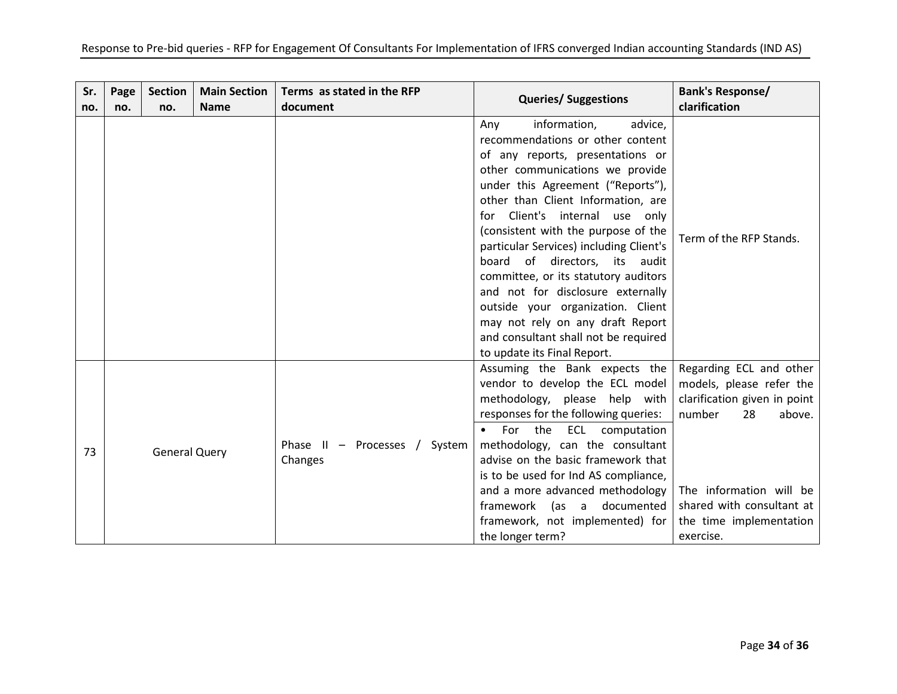| Sr. no. | Page no. | Section no. | Main Section Name | Terms as stated in the RFP document | Queries/ Suggestions | Bank's Response/ clarification |
|---|---|---|---|---|---|---|
| | | | | | Any information, advice, recommendations or other content of any reports, presentations or other communications we provide under this Agreement ("Reports"), other than Client Information, are for Client's internal use only (consistent with the purpose of the particular Services) including Client's board of directors, its audit committee, or its statutory auditors and not for disclosure externally outside your organization. Client may not rely on any draft Report and consultant shall not be required to update its Final Report. | Term of the RFP Stands. |
| 73 | General Query | | | Phase II – Processes / System Changes | Assuming the Bank expects the vendor to develop the ECL model methodology, please help with responses for the following queries: | Regarding ECL and other models, please refer the clarification given in point number 28 above. |
| | | | | | • For the ECL computation methodology, can the consultant advise on the basic framework that is to be used for Ind AS compliance, and a more advanced methodology framework (as a documented framework, not implemented) for the longer term? | The information will be shared with consultant at the time implementation exercise. |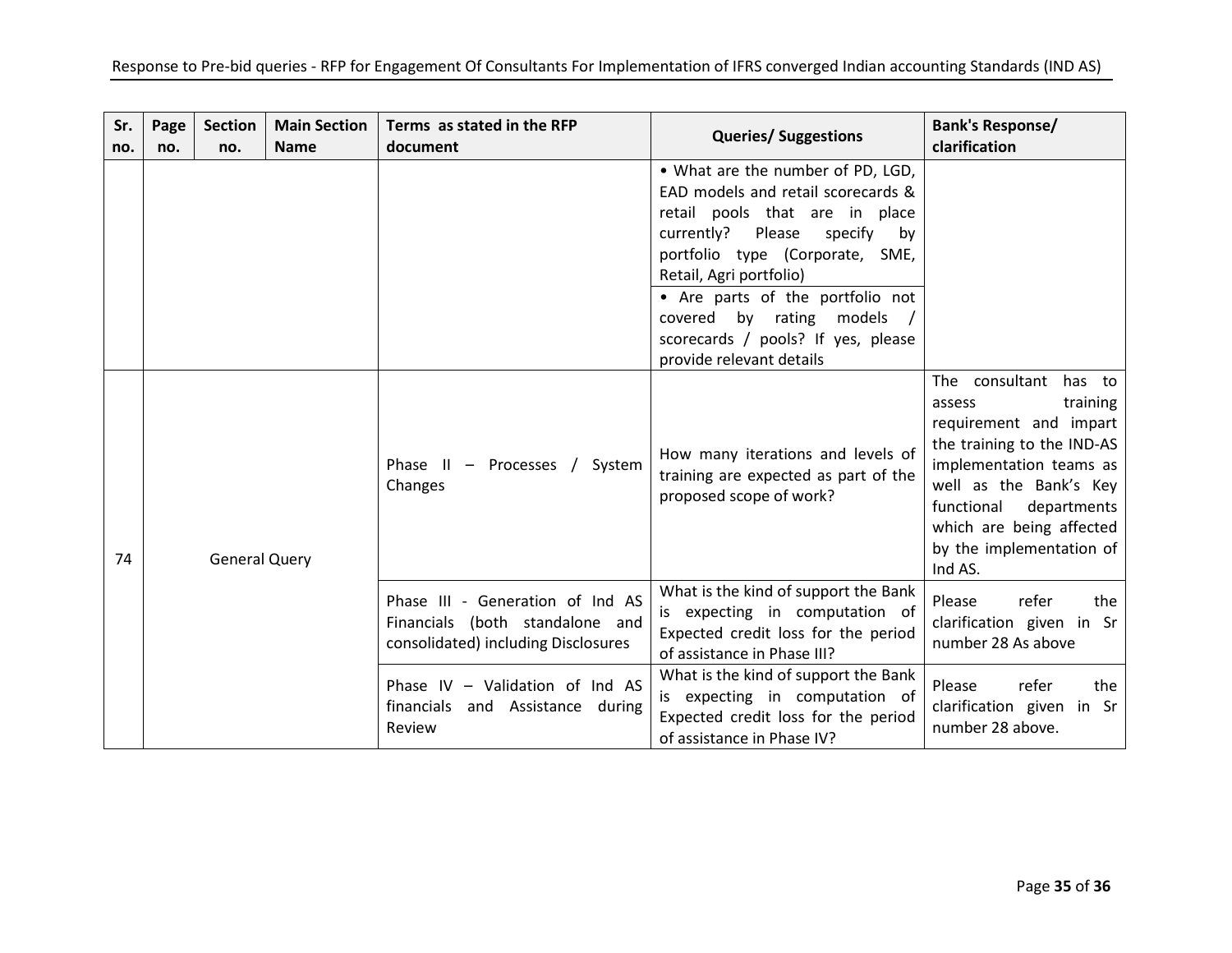| Sr. no. | Page no. | Section no. | Main Section Name | Terms as stated in the RFP document | Queries/ Suggestions | Bank's Response/ clarification |
|---|---|---|---|---|---|---|
| | | | | | • What are the number of PD, LGD, EAD models and retail scorecards & retail pools that are in place currently? Please specify by portfolio type (Corporate, SME, Retail, Agri portfolio) | |
| | | | | | • Are parts of the portfolio not covered by rating models / scorecards / pools? If yes, please provide relevant details | |
| 74 | General Query | | | Phase II – Processes / System Changes | How many iterations and levels of training are expected as part of the proposed scope of work? | The consultant has to assess training requirement and impart the training to the IND-AS implementation teams as well as the Bank's Key functional departments which are being affected by the implementation of Ind AS. |
| | | | | Phase III - Generation of Ind AS Financials (both standalone and consolidated) including Disclosures | What is the kind of support the Bank is expecting in computation of Expected credit loss for the period of assistance in Phase III? | Please refer the clarification given in Sr number 28 As above |
| | | | | Phase IV – Validation of Ind AS financials and Assistance during Review | What is the kind of support the Bank is expecting in computation of Expected credit loss for the period of assistance in Phase IV? | Please refer the clarification given in Sr number 28 above. |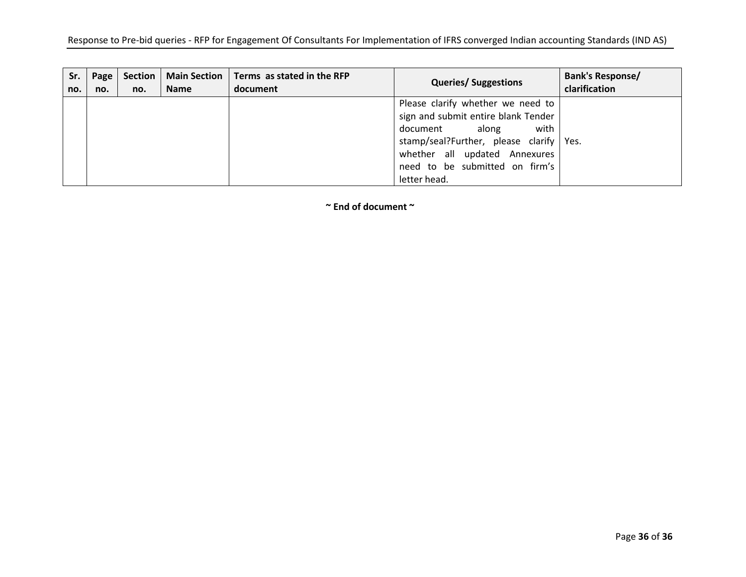| Sr. no. | Page no. | Section no. | Main Section Name | Terms as stated in the RFP document | Queries/ Suggestions | Bank's Response/ clarification |
|---|---|---|---|---|---|---|
| | | | | | Please clarify whether we need to sign and submit entire blank Tender document along with stamp/seal?Further, please clarify whether all updated Annexures need to be submitted on firm's letter head. | Yes. |

**~ End of document ~**